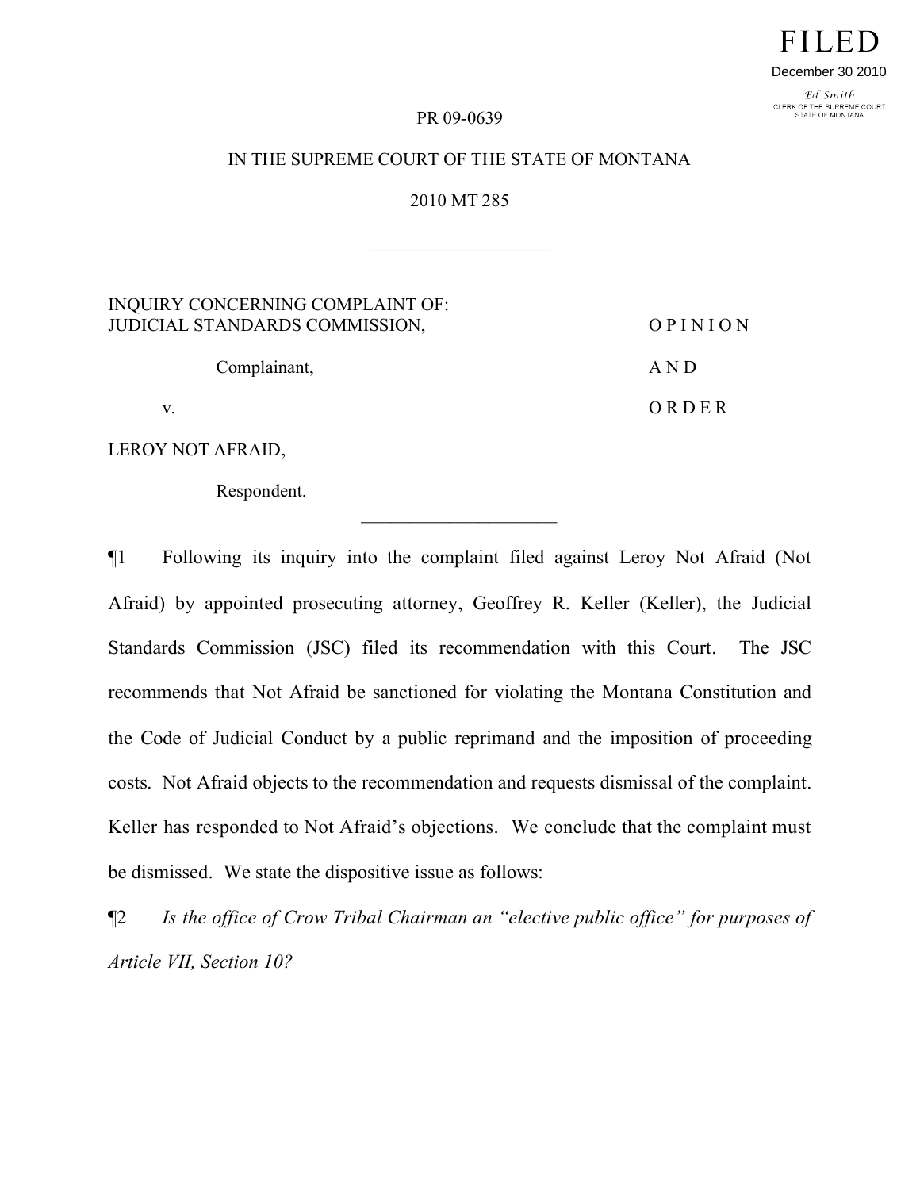FILED

December 30 2010

Ed Smith
CLERK OF THE SUPREME COURT
STATE OF MONTANA

PR 09-0639

IN THE SUPREME COURT OF THE STATE OF MONTANA

2010 MT 285

---

INQUIRY CONCERNING COMPLAINT OF:
JUDICIAL STANDARDS COMMISSION,

Complainant,

v.

LEROY NOT AFRAID,

Respondent.

O P I N I O N

A N D

O R D E R

---

¶1 Following its inquiry into the complaint filed against Leroy Not Afraid (Not Afraid) by appointed prosecuting attorney, Geoffrey R. Keller (Keller), the Judicial Standards Commission (JSC) filed its recommendation with this Court. The JSC recommends that Not Afraid be sanctioned for violating the Montana Constitution and the Code of Judicial Conduct by a public reprimand and the imposition of proceeding costs. Not Afraid objects to the recommendation and requests dismissal of the complaint. Keller has responded to Not Afraid's objections. We conclude that the complaint must be dismissed. We state the dispositive issue as follows:

¶2 *Is the office of Crow Tribal Chairman an "elective public office" for purposes of Article VII, Section 10?*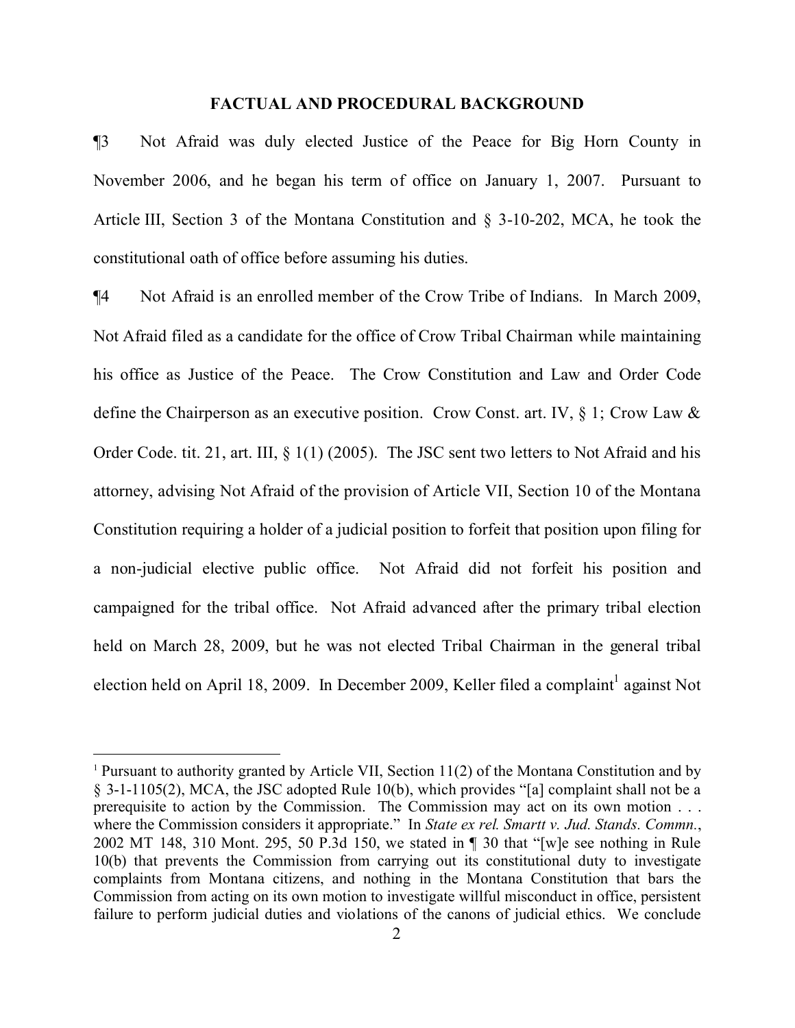## FACTUAL AND PROCEDURAL BACKGROUND

¶3 Not Afraid was duly elected Justice of the Peace for Big Horn County in November 2006, and he began his term of office on January 1, 2007. Pursuant to Article III, Section 3 of the Montana Constitution and § 3-10-202, MCA, he took the constitutional oath of office before assuming his duties.

¶4 Not Afraid is an enrolled member of the Crow Tribe of Indians. In March 2009, Not Afraid filed as a candidate for the office of Crow Tribal Chairman while maintaining his office as Justice of the Peace. The Crow Constitution and Law and Order Code define the Chairperson as an executive position. Crow Const. art. IV, § 1; Crow Law & Order Code. tit. 21, art. III, § 1(1) (2005). The JSC sent two letters to Not Afraid and his attorney, advising Not Afraid of the provision of Article VII, Section 10 of the Montana Constitution requiring a holder of a judicial position to forfeit that position upon filing for a non-judicial elective public office. Not Afraid did not forfeit his position and campaigned for the tribal office. Not Afraid advanced after the primary tribal election held on March 28, 2009, but he was not elected Tribal Chairman in the general tribal election held on April 18, 2009. In December 2009, Keller filed a complaint[1] against Not

---

[1] Pursuant to authority granted by Article VII, Section 11(2) of the Montana Constitution and by § 3-1-1105(2), MCA, the JSC adopted Rule 10(b), which provides "[a] complaint shall not be a prerequisite to action by the Commission. The Commission may act on its own motion . . . where the Commission considers it appropriate." In *State ex rel. Smartt v. Jud. Stands. Commn.*, 2002 MT 148, 310 Mont. 295, 50 P.3d 150, we stated in ¶ 30 that "[w]e see nothing in Rule 10(b) that prevents the Commission from carrying out its constitutional duty to investigate complaints from Montana citizens, and nothing in the Montana Constitution that bars the Commission from acting on its own motion to investigate willful misconduct in office, persistent failure to perform judicial duties and violations of the canons of judicial ethics. We conclude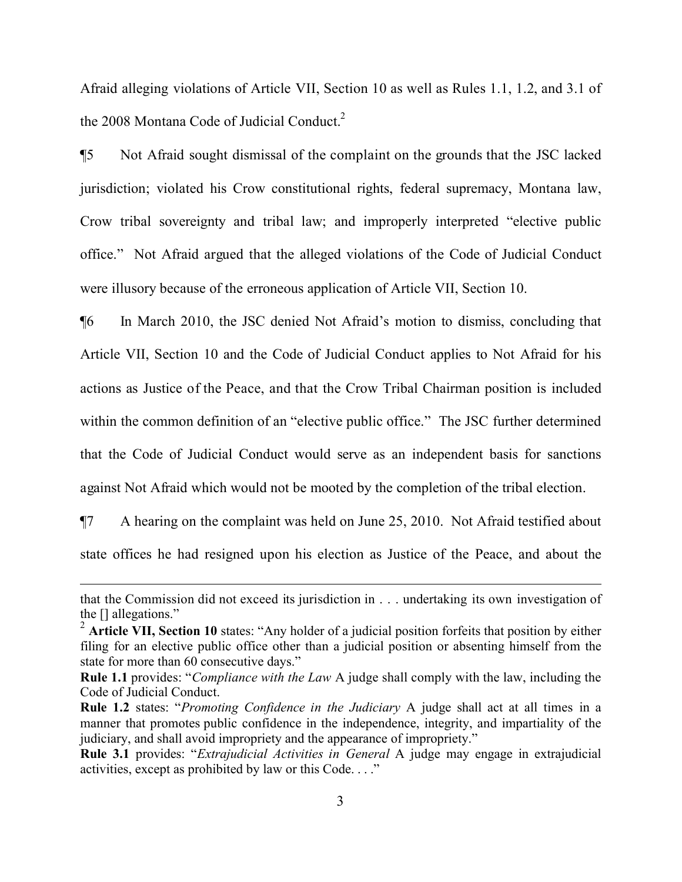Afraid alleging violations of Article VII, Section 10 as well as Rules 1.1, 1.2, and 3.1 of the 2008 Montana Code of Judicial Conduct.[2]

¶5 Not Afraid sought dismissal of the complaint on the grounds that the JSC lacked jurisdiction; violated his Crow constitutional rights, federal supremacy, Montana law, Crow tribal sovereignty and tribal law; and improperly interpreted "elective public office." Not Afraid argued that the alleged violations of the Code of Judicial Conduct were illusory because of the erroneous application of Article VII, Section 10.

¶6 In March 2010, the JSC denied Not Afraid's motion to dismiss, concluding that Article VII, Section 10 and the Code of Judicial Conduct applies to Not Afraid for his actions as Justice of the Peace, and that the Crow Tribal Chairman position is included within the common definition of an "elective public office." The JSC further determined that the Code of Judicial Conduct would serve as an independent basis for sanctions against Not Afraid which would not be mooted by the completion of the tribal election.

¶7 A hearing on the complaint was held on June 25, 2010. Not Afraid testified about state offices he had resigned upon his election as Justice of the Peace, and about the

---

that the Commission did not exceed its jurisdiction in . . . undertaking its own investigation of the [] allegations."

[2] **Article VII, Section 10** states: "Any holder of a judicial position forfeits that position by either filing for an elective public office other than a judicial position or absenting himself from the state for more than 60 consecutive days."

**Rule 1.1** provides: "*Compliance with the Law* A judge shall comply with the law, including the Code of Judicial Conduct.

**Rule 1.2** states: "*Promoting Confidence in the Judiciary* A judge shall act at all times in a manner that promotes public confidence in the independence, integrity, and impartiality of the judiciary, and shall avoid impropriety and the appearance of impropriety."

**Rule 3.1** provides: "*Extrajudicial Activities in General* A judge may engage in extrajudicial activities, except as prohibited by law or this Code. . . ."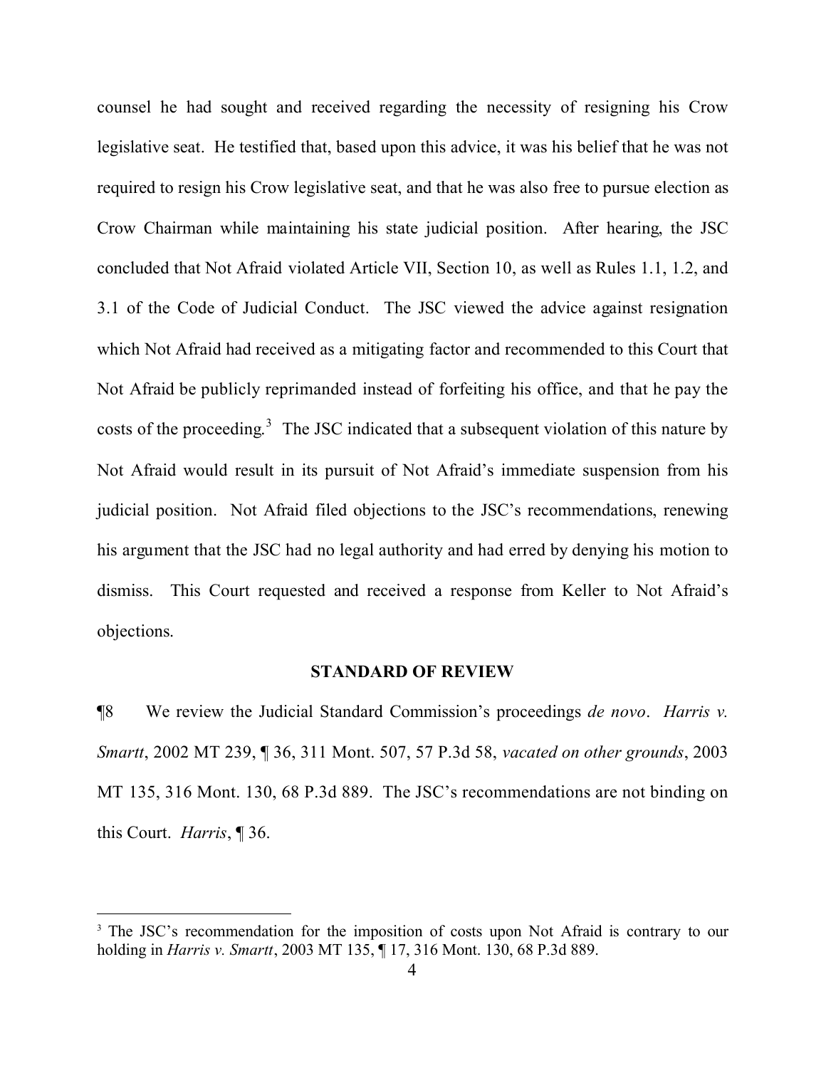counsel he had sought and received regarding the necessity of resigning his Crow legislative seat. He testified that, based upon this advice, it was his belief that he was not required to resign his Crow legislative seat, and that he was also free to pursue election as Crow Chairman while maintaining his state judicial position. After hearing, the JSC concluded that Not Afraid violated Article VII, Section 10, as well as Rules 1.1, 1.2, and 3.1 of the Code of Judicial Conduct. The JSC viewed the advice against resignation which Not Afraid had received as a mitigating factor and recommended to this Court that Not Afraid be publicly reprimanded instead of forfeiting his office, and that he pay the costs of the proceeding.[3] The JSC indicated that a subsequent violation of this nature by Not Afraid would result in its pursuit of Not Afraid's immediate suspension from his judicial position. Not Afraid filed objections to the JSC's recommendations, renewing his argument that the JSC had no legal authority and had erred by denying his motion to dismiss. This Court requested and received a response from Keller to Not Afraid's objections.

## STANDARD OF REVIEW

¶8 We review the Judicial Standard Commission's proceedings *de novo*. *Harris v. Smartt*, 2002 MT 239, ¶ 36, 311 Mont. 507, 57 P.3d 58, *vacated on other grounds*, 2003 MT 135, 316 Mont. 130, 68 P.3d 889. The JSC's recommendations are not binding on this Court. *Harris*, ¶ 36.

---

[3] The JSC's recommendation for the imposition of costs upon Not Afraid is contrary to our holding in *Harris v. Smartt*, 2003 MT 135, ¶ 17, 316 Mont. 130, 68 P.3d 889.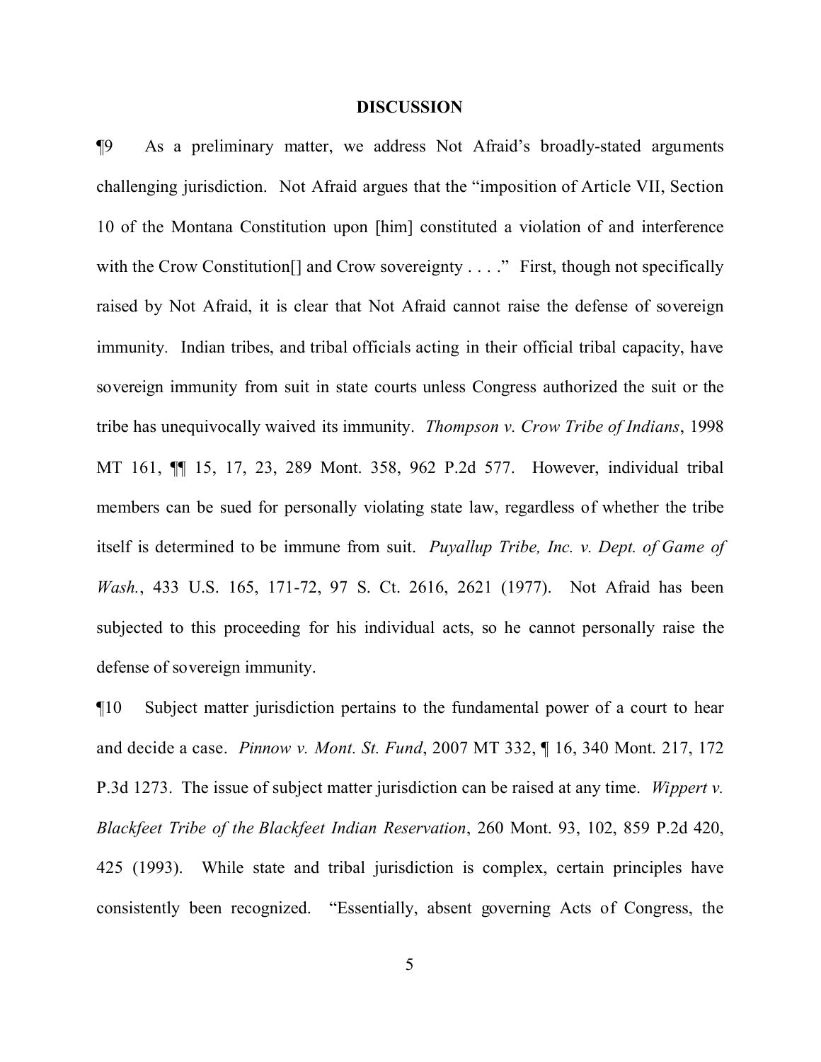## DISCUSSION

¶9 As a preliminary matter, we address Not Afraid's broadly-stated arguments challenging jurisdiction. Not Afraid argues that the "imposition of Article VII, Section 10 of the Montana Constitution upon [him] constituted a violation of and interference with the Crow Constitution[] and Crow sovereignty . . . ." First, though not specifically raised by Not Afraid, it is clear that Not Afraid cannot raise the defense of sovereign immunity. Indian tribes, and tribal officials acting in their official tribal capacity, have sovereign immunity from suit in state courts unless Congress authorized the suit or the tribe has unequivocally waived its immunity. *Thompson v. Crow Tribe of Indians*, 1998 MT 161, ¶¶ 15, 17, 23, 289 Mont. 358, 962 P.2d 577. However, individual tribal members can be sued for personally violating state law, regardless of whether the tribe itself is determined to be immune from suit. *Puyallup Tribe, Inc. v. Dept. of Game of Wash.*, 433 U.S. 165, 171-72, 97 S. Ct. 2616, 2621 (1977). Not Afraid has been subjected to this proceeding for his individual acts, so he cannot personally raise the defense of sovereign immunity.

¶10 Subject matter jurisdiction pertains to the fundamental power of a court to hear and decide a case. *Pinnow v. Mont. St. Fund*, 2007 MT 332, ¶ 16, 340 Mont. 217, 172 P.3d 1273. The issue of subject matter jurisdiction can be raised at any time. *Wippert v. Blackfeet Tribe of the Blackfeet Indian Reservation*, 260 Mont. 93, 102, 859 P.2d 420, 425 (1993). While state and tribal jurisdiction is complex, certain principles have consistently been recognized. "Essentially, absent governing Acts of Congress, the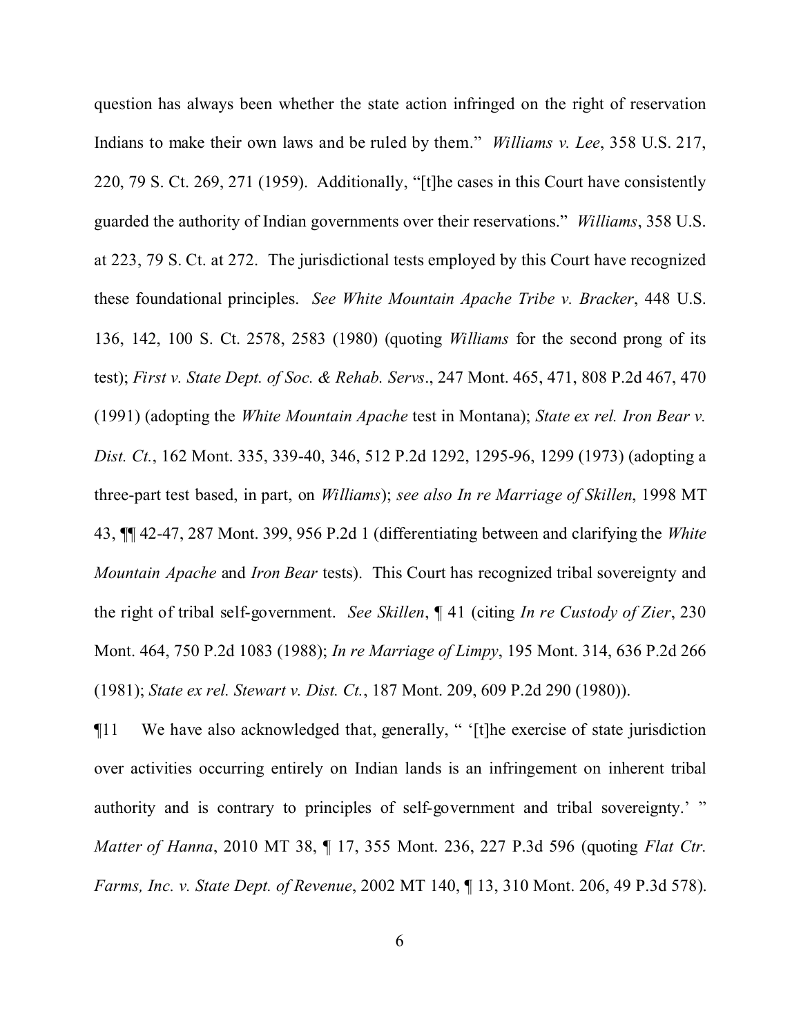question has always been whether the state action infringed on the right of reservation Indians to make their own laws and be ruled by them." *Williams v. Lee*, 358 U.S. 217, 220, 79 S. Ct. 269, 271 (1959). Additionally, "[t]he cases in this Court have consistently guarded the authority of Indian governments over their reservations." *Williams*, 358 U.S. at 223, 79 S. Ct. at 272. The jurisdictional tests employed by this Court have recognized these foundational principles. *See White Mountain Apache Tribe v. Bracker*, 448 U.S. 136, 142, 100 S. Ct. 2578, 2583 (1980) (quoting *Williams* for the second prong of its test); *First v. State Dept. of Soc. & Rehab. Servs*., 247 Mont. 465, 471, 808 P.2d 467, 470 (1991) (adopting the *White Mountain Apache* test in Montana); *State ex rel. Iron Bear v. Dist. Ct.*, 162 Mont. 335, 339-40, 346, 512 P.2d 1292, 1295-96, 1299 (1973) (adopting a three-part test based, in part, on *Williams*); *see also In re Marriage of Skillen*, 1998 MT 43, ¶¶ 42-47, 287 Mont. 399, 956 P.2d 1 (differentiating between and clarifying the *White Mountain Apache* and *Iron Bear* tests). This Court has recognized tribal sovereignty and the right of tribal self-government. *See Skillen*, ¶ 41 (citing *In re Custody of Zier*, 230 Mont. 464, 750 P.2d 1083 (1988); *In re Marriage of Limpy*, 195 Mont. 314, 636 P.2d 266 (1981); *State ex rel. Stewart v. Dist. Ct.*, 187 Mont. 209, 609 P.2d 290 (1980)).

¶11 We have also acknowledged that, generally, " '[t]he exercise of state jurisdiction over activities occurring entirely on Indian lands is an infringement on inherent tribal authority and is contrary to principles of self-government and tribal sovereignty.' " *Matter of Hanna*, 2010 MT 38, ¶ 17, 355 Mont. 236, 227 P.3d 596 (quoting *Flat Ctr. Farms, Inc. v. State Dept. of Revenue*, 2002 MT 140, ¶ 13, 310 Mont. 206, 49 P.3d 578).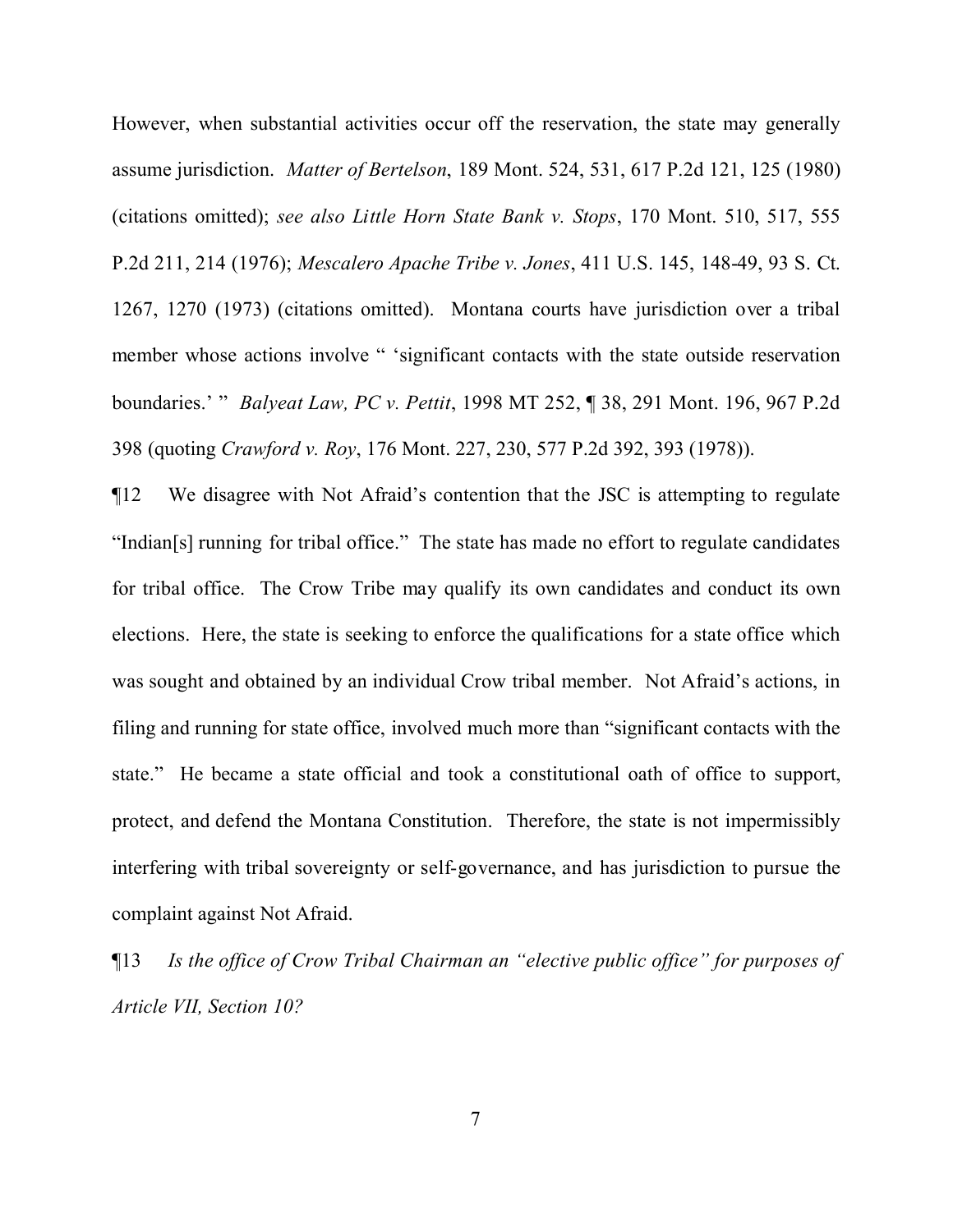However, when substantial activities occur off the reservation, the state may generally assume jurisdiction. *Matter of Bertelson*, 189 Mont. 524, 531, 617 P.2d 121, 125 (1980) (citations omitted); *see also Little Horn State Bank v. Stops*, 170 Mont. 510, 517, 555 P.2d 211, 214 (1976); *Mescalero Apache Tribe v. Jones*, 411 U.S. 145, 148-49, 93 S. Ct. 1267, 1270 (1973) (citations omitted). Montana courts have jurisdiction over a tribal member whose actions involve " 'significant contacts with the state outside reservation boundaries.' " *Balyeat Law, PC v. Pettit*, 1998 MT 252, ¶ 38, 291 Mont. 196, 967 P.2d 398 (quoting *Crawford v. Roy*, 176 Mont. 227, 230, 577 P.2d 392, 393 (1978)).

¶12 We disagree with Not Afraid's contention that the JSC is attempting to regulate "Indian[s] running for tribal office." The state has made no effort to regulate candidates for tribal office. The Crow Tribe may qualify its own candidates and conduct its own elections. Here, the state is seeking to enforce the qualifications for a state office which was sought and obtained by an individual Crow tribal member. Not Afraid's actions, in filing and running for state office, involved much more than "significant contacts with the state." He became a state official and took a constitutional oath of office to support, protect, and defend the Montana Constitution. Therefore, the state is not impermissibly interfering with tribal sovereignty or self-governance, and has jurisdiction to pursue the complaint against Not Afraid.

¶13 *Is the office of Crow Tribal Chairman an "elective public office" for purposes of Article VII, Section 10?*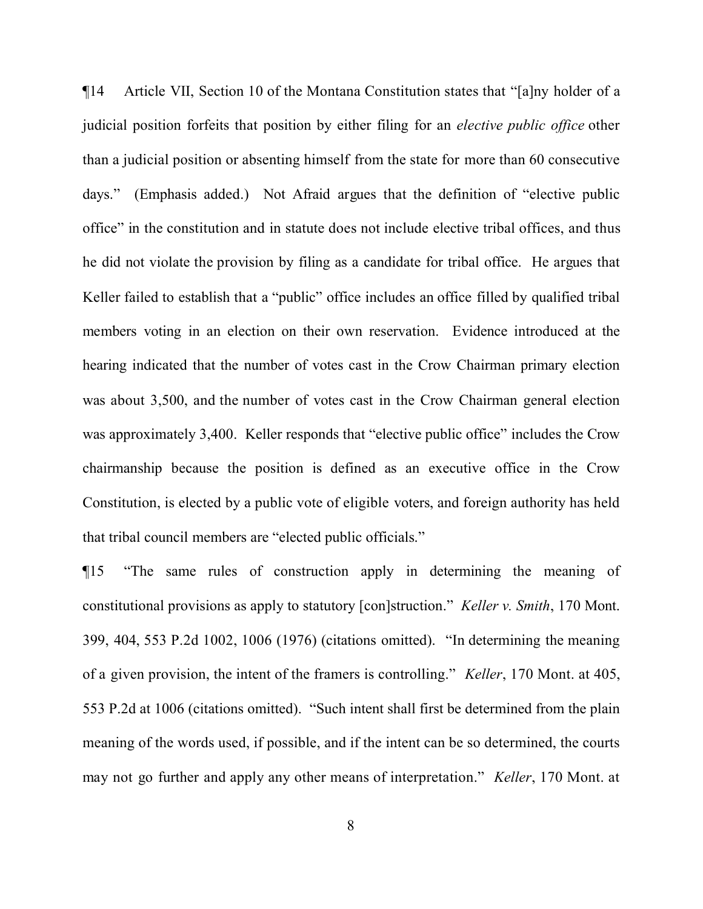¶14 Article VII, Section 10 of the Montana Constitution states that "[a]ny holder of a judicial position forfeits that position by either filing for an *elective public office* other than a judicial position or absenting himself from the state for more than 60 consecutive days." (Emphasis added.) Not Afraid argues that the definition of "elective public office" in the constitution and in statute does not include elective tribal offices, and thus he did not violate the provision by filing as a candidate for tribal office. He argues that Keller failed to establish that a "public" office includes an office filled by qualified tribal members voting in an election on their own reservation. Evidence introduced at the hearing indicated that the number of votes cast in the Crow Chairman primary election was about 3,500, and the number of votes cast in the Crow Chairman general election was approximately 3,400. Keller responds that "elective public office" includes the Crow chairmanship because the position is defined as an executive office in the Crow Constitution, is elected by a public vote of eligible voters, and foreign authority has held that tribal council members are "elected public officials."

¶15 "The same rules of construction apply in determining the meaning of constitutional provisions as apply to statutory [con]struction." *Keller v. Smith*, 170 Mont. 399, 404, 553 P.2d 1002, 1006 (1976) (citations omitted). "In determining the meaning of a given provision, the intent of the framers is controlling." *Keller*, 170 Mont. at 405, 553 P.2d at 1006 (citations omitted). "Such intent shall first be determined from the plain meaning of the words used, if possible, and if the intent can be so determined, the courts may not go further and apply any other means of interpretation." *Keller*, 170 Mont. at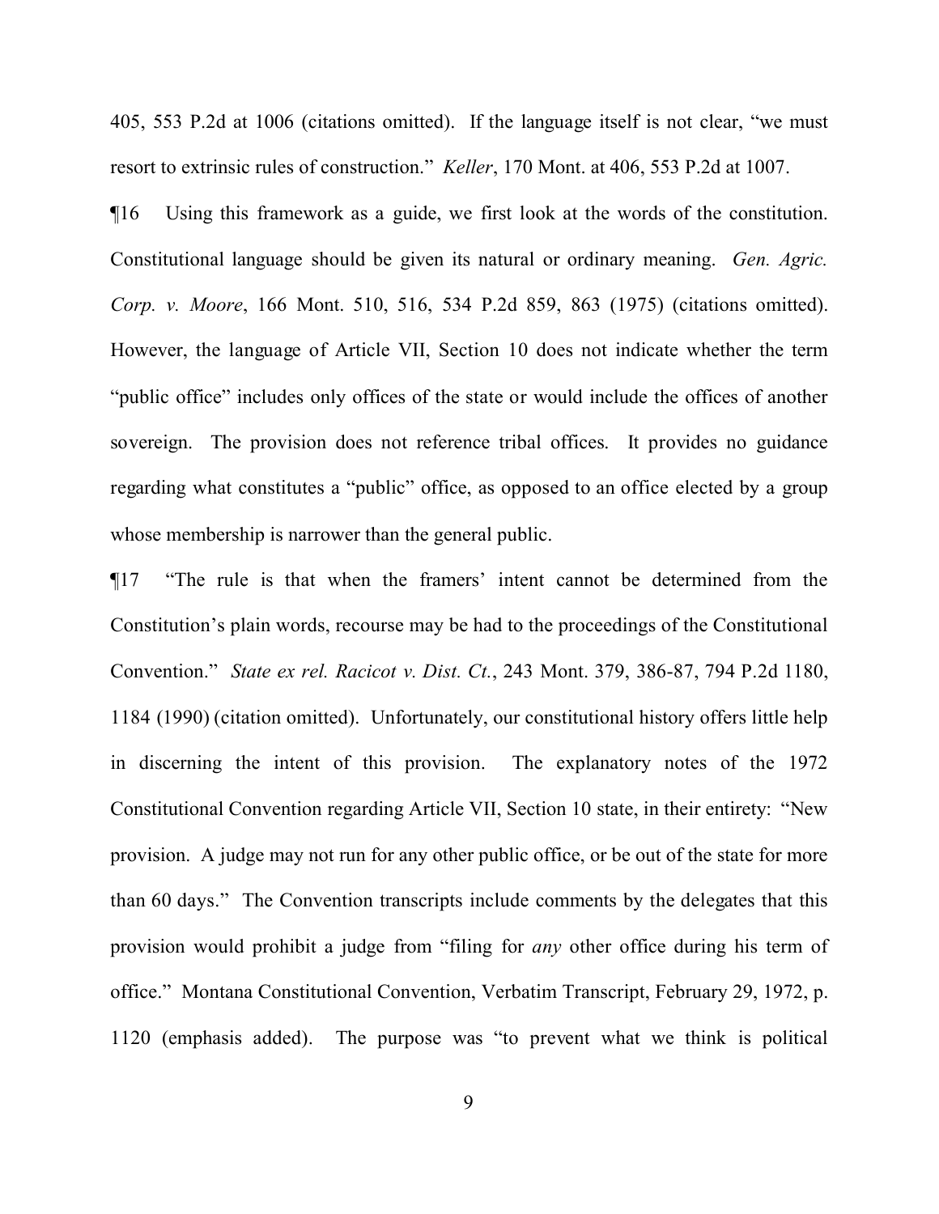405, 553 P.2d at 1006 (citations omitted). If the language itself is not clear, "we must resort to extrinsic rules of construction." *Keller*, 170 Mont. at 406, 553 P.2d at 1007.

¶16 Using this framework as a guide, we first look at the words of the constitution. Constitutional language should be given its natural or ordinary meaning. *Gen. Agric. Corp. v. Moore*, 166 Mont. 510, 516, 534 P.2d 859, 863 (1975) (citations omitted). However, the language of Article VII, Section 10 does not indicate whether the term "public office" includes only offices of the state or would include the offices of another sovereign. The provision does not reference tribal offices. It provides no guidance regarding what constitutes a "public" office, as opposed to an office elected by a group whose membership is narrower than the general public.

¶17 "The rule is that when the framers' intent cannot be determined from the Constitution's plain words, recourse may be had to the proceedings of the Constitutional Convention." *State ex rel. Racicot v. Dist. Ct.*, 243 Mont. 379, 386-87, 794 P.2d 1180, 1184 (1990) (citation omitted). Unfortunately, our constitutional history offers little help in discerning the intent of this provision. The explanatory notes of the 1972 Constitutional Convention regarding Article VII, Section 10 state, in their entirety: "New provision. A judge may not run for any other public office, or be out of the state for more than 60 days." The Convention transcripts include comments by the delegates that this provision would prohibit a judge from "filing for *any* other office during his term of office." Montana Constitutional Convention, Verbatim Transcript, February 29, 1972, p. 1120 (emphasis added). The purpose was "to prevent what we think is political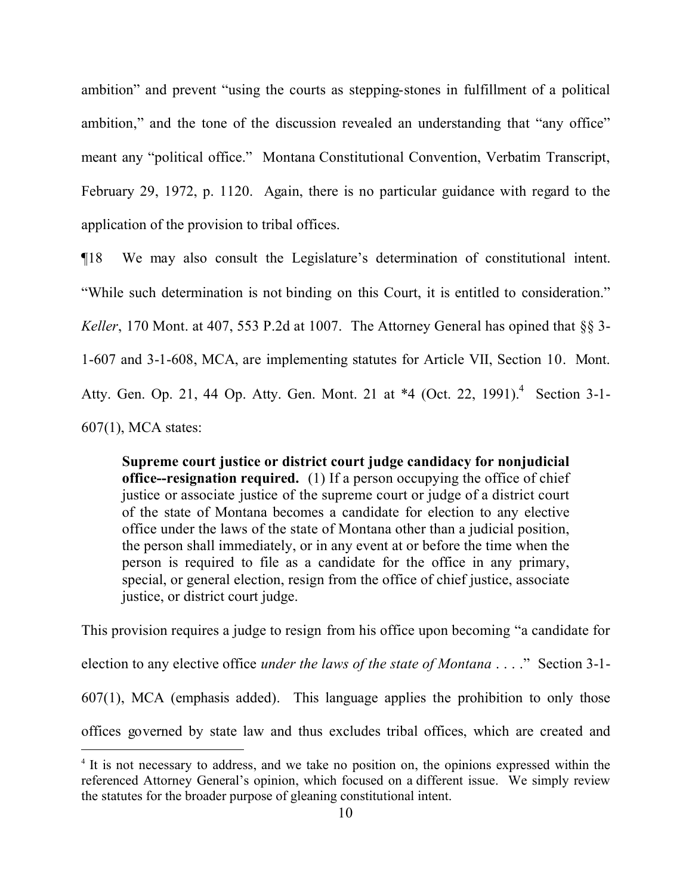ambition" and prevent "using the courts as stepping-stones in fulfillment of a political ambition," and the tone of the discussion revealed an understanding that "any office" meant any "political office." Montana Constitutional Convention, Verbatim Transcript, February 29, 1972, p. 1120. Again, there is no particular guidance with regard to the application of the provision to tribal offices.

¶18 We may also consult the Legislature's determination of constitutional intent. "While such determination is not binding on this Court, it is entitled to consideration." *Keller*, 170 Mont. at 407, 553 P.2d at 1007. The Attorney General has opined that §§ 3-1-607 and 3-1-608, MCA, are implementing statutes for Article VII, Section 10. Mont. Atty. Gen. Op. 21, 44 Op. Atty. Gen. Mont. 21 at *4 (Oct. 22, 1991).[4] Section 3-1-607(1), MCA states:

> **Supreme court justice or district court judge candidacy for nonjudicial office--resignation required.** (1) If a person occupying the office of chief justice or associate justice of the supreme court or judge of a district court of the state of Montana becomes a candidate for election to any elective office under the laws of the state of Montana other than a judicial position, the person shall immediately, or in any event at or before the time when the person is required to file as a candidate for the office in any primary, special, or general election, resign from the office of chief justice, associate justice, or district court judge.

This provision requires a judge to resign from his office upon becoming "a candidate for election to any elective office *under the laws of the state of Montana* . . . ." Section 3-1-607(1), MCA (emphasis added). This language applies the prohibition to only those offices governed by state law and thus excludes tribal offices, which are created and

[4] It is not necessary to address, and we take no position on, the opinions expressed within the referenced Attorney General's opinion, which focused on a different issue. We simply review the statutes for the broader purpose of gleaning constitutional intent.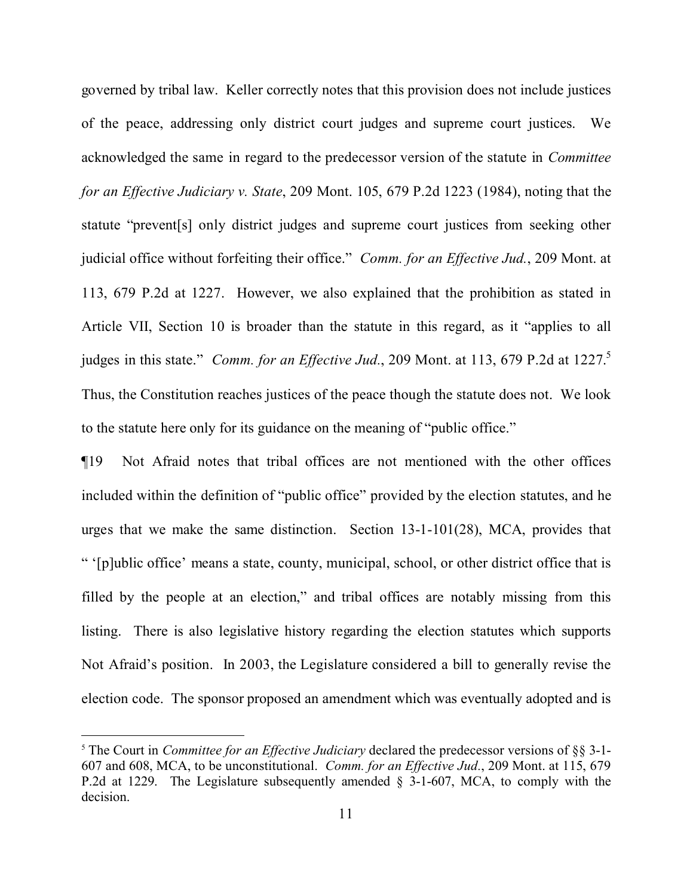governed by tribal law. Keller correctly notes that this provision does not include justices of the peace, addressing only district court judges and supreme court justices. We acknowledged the same in regard to the predecessor version of the statute in *Committee for an Effective Judiciary v. State*, 209 Mont. 105, 679 P.2d 1223 (1984), noting that the statute "prevent[s] only district judges and supreme court justices from seeking other judicial office without forfeiting their office." *Comm. for an Effective Jud.*, 209 Mont. at 113, 679 P.2d at 1227. However, we also explained that the prohibition as stated in Article VII, Section 10 is broader than the statute in this regard, as it "applies to all judges in this state." *Comm. for an Effective Jud.*, 209 Mont. at 113, 679 P.2d at 1227.[5] Thus, the Constitution reaches justices of the peace though the statute does not. We look to the statute here only for its guidance on the meaning of "public office."

¶19 Not Afraid notes that tribal offices are not mentioned with the other offices included within the definition of "public office" provided by the election statutes, and he urges that we make the same distinction. Section 13-1-101(28), MCA, provides that " '[p]ublic office' means a state, county, municipal, school, or other district office that is filled by the people at an election," and tribal offices are notably missing from this listing. There is also legislative history regarding the election statutes which supports Not Afraid's position. In 2003, the Legislature considered a bill to generally revise the election code. The sponsor proposed an amendment which was eventually adopted and is

[5] The Court in *Committee for an Effective Judiciary* declared the predecessor versions of §§ 3-1-607 and 608, MCA, to be unconstitutional. *Comm. for an Effective Jud.*, 209 Mont. at 115, 679 P.2d at 1229. The Legislature subsequently amended § 3-1-607, MCA, to comply with the decision.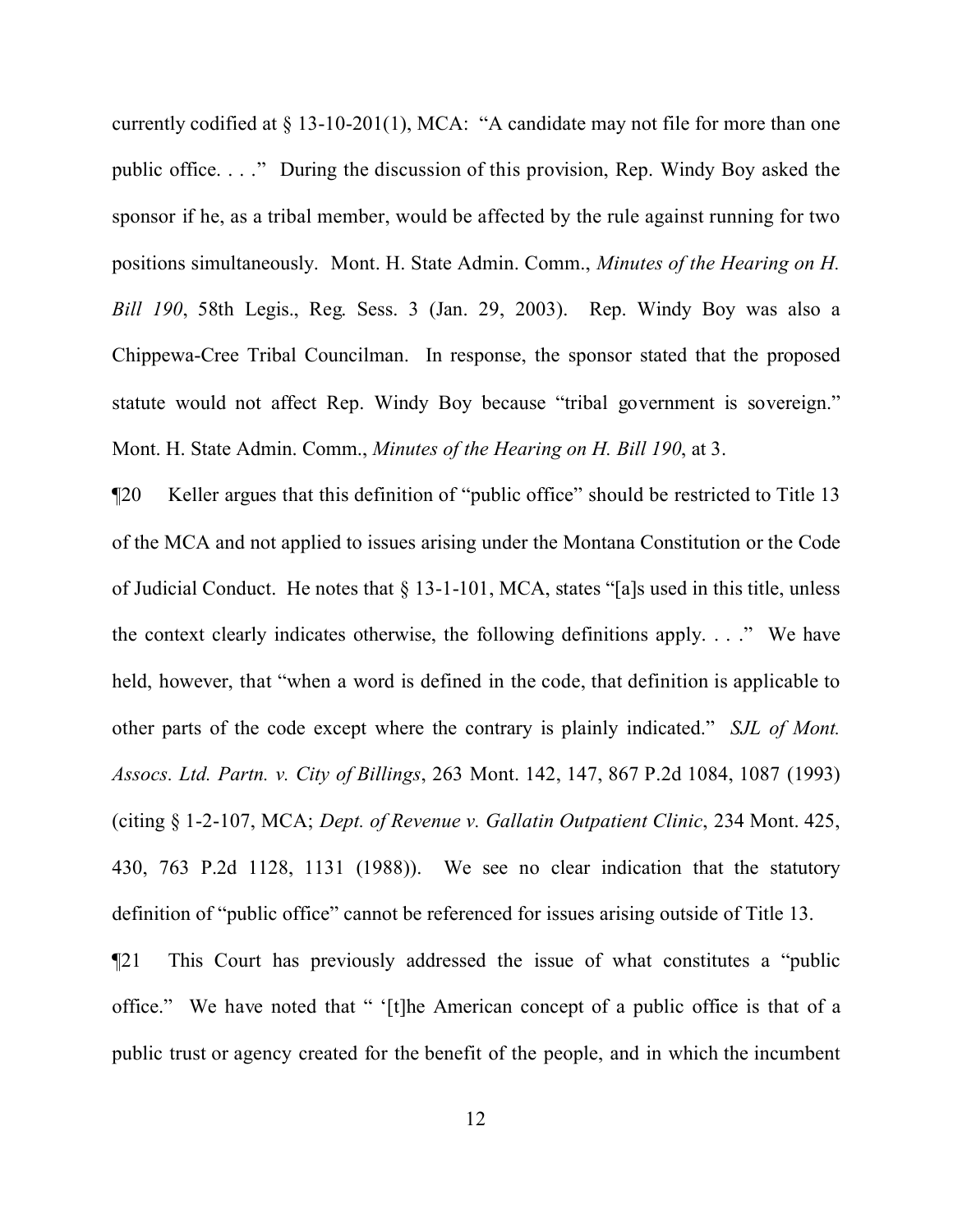currently codified at § 13-10-201(1), MCA: "A candidate may not file for more than one public office. . . ." During the discussion of this provision, Rep. Windy Boy asked the sponsor if he, as a tribal member, would be affected by the rule against running for two positions simultaneously. Mont. H. State Admin. Comm., *Minutes of the Hearing on H. Bill 190*, 58th Legis., Reg. Sess. 3 (Jan. 29, 2003). Rep. Windy Boy was also a Chippewa-Cree Tribal Councilman. In response, the sponsor stated that the proposed statute would not affect Rep. Windy Boy because "tribal government is sovereign." Mont. H. State Admin. Comm., *Minutes of the Hearing on H. Bill 190*, at 3.

¶20 Keller argues that this definition of "public office" should be restricted to Title 13 of the MCA and not applied to issues arising under the Montana Constitution or the Code of Judicial Conduct. He notes that § 13-1-101, MCA, states "[a]s used in this title, unless the context clearly indicates otherwise, the following definitions apply. . . ." We have held, however, that "when a word is defined in the code, that definition is applicable to other parts of the code except where the contrary is plainly indicated." *SJL of Mont. Assocs. Ltd. Partn. v. City of Billings*, 263 Mont. 142, 147, 867 P.2d 1084, 1087 (1993) (citing § 1-2-107, MCA; *Dept. of Revenue v. Gallatin Outpatient Clinic*, 234 Mont. 425, 430, 763 P.2d 1128, 1131 (1988)). We see no clear indication that the statutory definition of "public office" cannot be referenced for issues arising outside of Title 13.

¶21 This Court has previously addressed the issue of what constitutes a "public office." We have noted that " '[t]he American concept of a public office is that of a public trust or agency created for the benefit of the people, and in which the incumbent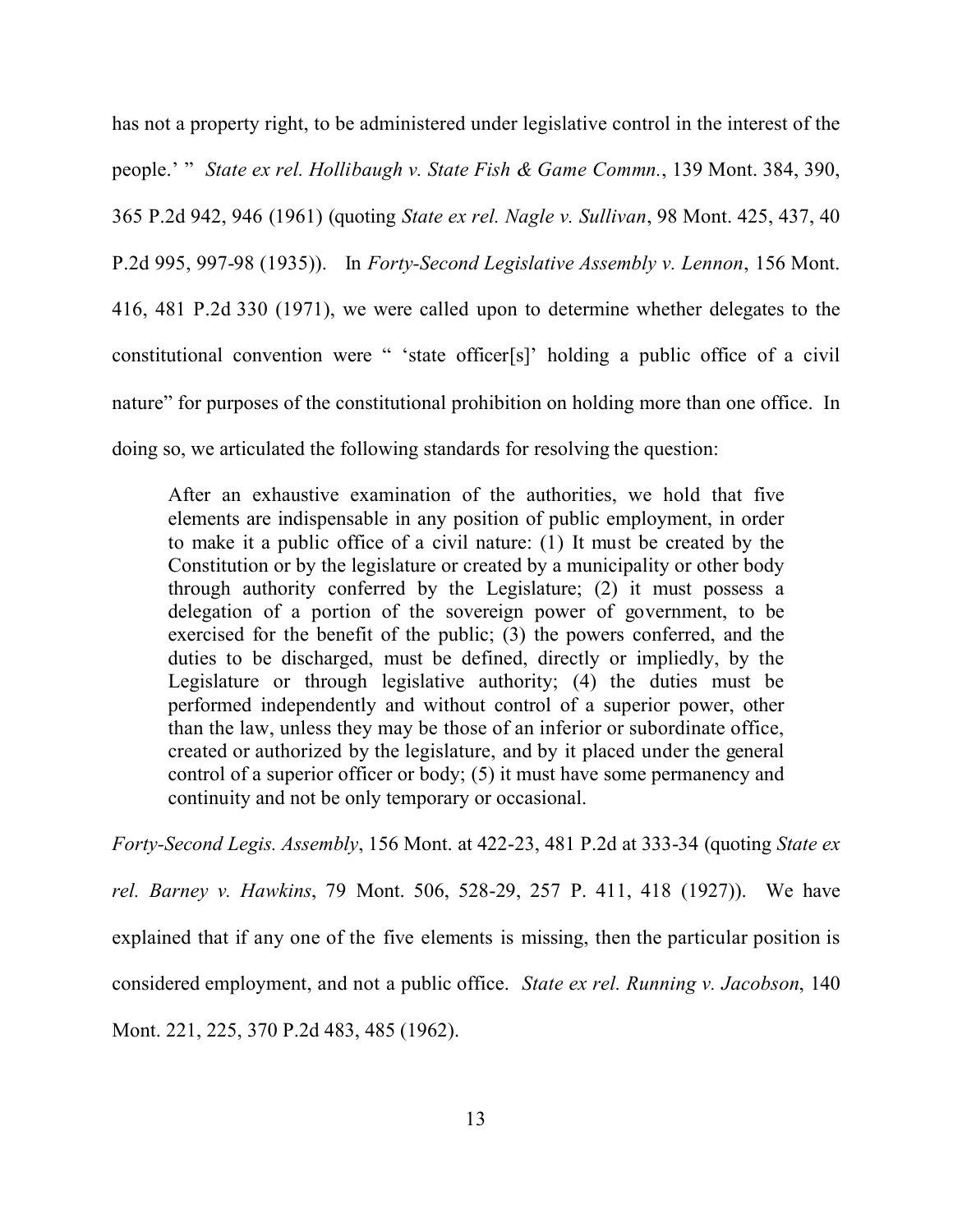has not a property right, to be administered under legislative control in the interest of the people.' " *State ex rel. Hollibaugh v. State Fish & Game Commn.*, 139 Mont. 384, 390, 365 P.2d 942, 946 (1961) (quoting *State ex rel. Nagle v. Sullivan*, 98 Mont. 425, 437, 40 P.2d 995, 997-98 (1935)). In *Forty-Second Legislative Assembly v. Lennon*, 156 Mont. 416, 481 P.2d 330 (1971), we were called upon to determine whether delegates to the constitutional convention were " 'state officer[s]' holding a public office of a civil nature" for purposes of the constitutional prohibition on holding more than one office. In doing so, we articulated the following standards for resolving the question:

> After an exhaustive examination of the authorities, we hold that five elements are indispensable in any position of public employment, in order to make it a public office of a civil nature: (1) It must be created by the Constitution or by the legislature or created by a municipality or other body through authority conferred by the Legislature; (2) it must possess a delegation of a portion of the sovereign power of government, to be exercised for the benefit of the public; (3) the powers conferred, and the duties to be discharged, must be defined, directly or impliedly, by the Legislature or through legislative authority; (4) the duties must be performed independently and without control of a superior power, other than the law, unless they may be those of an inferior or subordinate office, created or authorized by the legislature, and by it placed under the general control of a superior officer or body; (5) it must have some permanency and continuity and not be only temporary or occasional.

*Forty-Second Legis. Assembly*, 156 Mont. at 422-23, 481 P.2d at 333-34 (quoting *State ex rel. Barney v. Hawkins*, 79 Mont. 506, 528-29, 257 P. 411, 418 (1927)). We have explained that if any one of the five elements is missing, then the particular position is considered employment, and not a public office. *State ex rel. Running v. Jacobson*, 140 Mont. 221, 225, 370 P.2d 483, 485 (1962).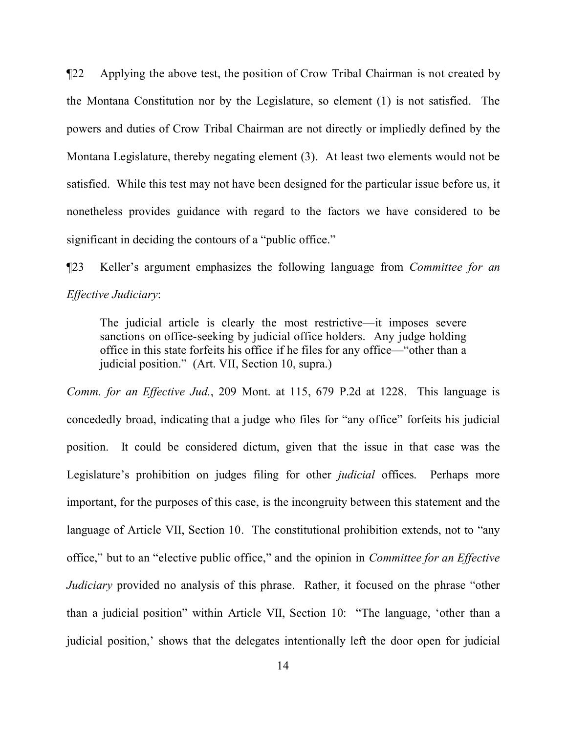¶22 Applying the above test, the position of Crow Tribal Chairman is not created by the Montana Constitution nor by the Legislature, so element (1) is not satisfied. The powers and duties of Crow Tribal Chairman are not directly or impliedly defined by the Montana Legislature, thereby negating element (3). At least two elements would not be satisfied. While this test may not have been designed for the particular issue before us, it nonetheless provides guidance with regard to the factors we have considered to be significant in deciding the contours of a "public office."

¶23 Keller's argument emphasizes the following language from *Committee for an Effective Judiciary*:

> The judicial article is clearly the most restrictive—it imposes severe sanctions on office-seeking by judicial office holders. Any judge holding office in this state forfeits his office if he files for any office—"other than a judicial position." (Art. VII, Section 10, supra.)

*Comm. for an Effective Jud.*, 209 Mont. at 115, 679 P.2d at 1228. This language is concededly broad, indicating that a judge who files for "any office" forfeits his judicial position. It could be considered dictum, given that the issue in that case was the Legislature's prohibition on judges filing for other *judicial* offices. Perhaps more important, for the purposes of this case, is the incongruity between this statement and the language of Article VII, Section 10. The constitutional prohibition extends, not to "any office," but to an "elective public office," and the opinion in *Committee for an Effective Judiciary* provided no analysis of this phrase. Rather, it focused on the phrase "other than a judicial position" within Article VII, Section 10: "The language, 'other than a judicial position,' shows that the delegates intentionally left the door open for judicial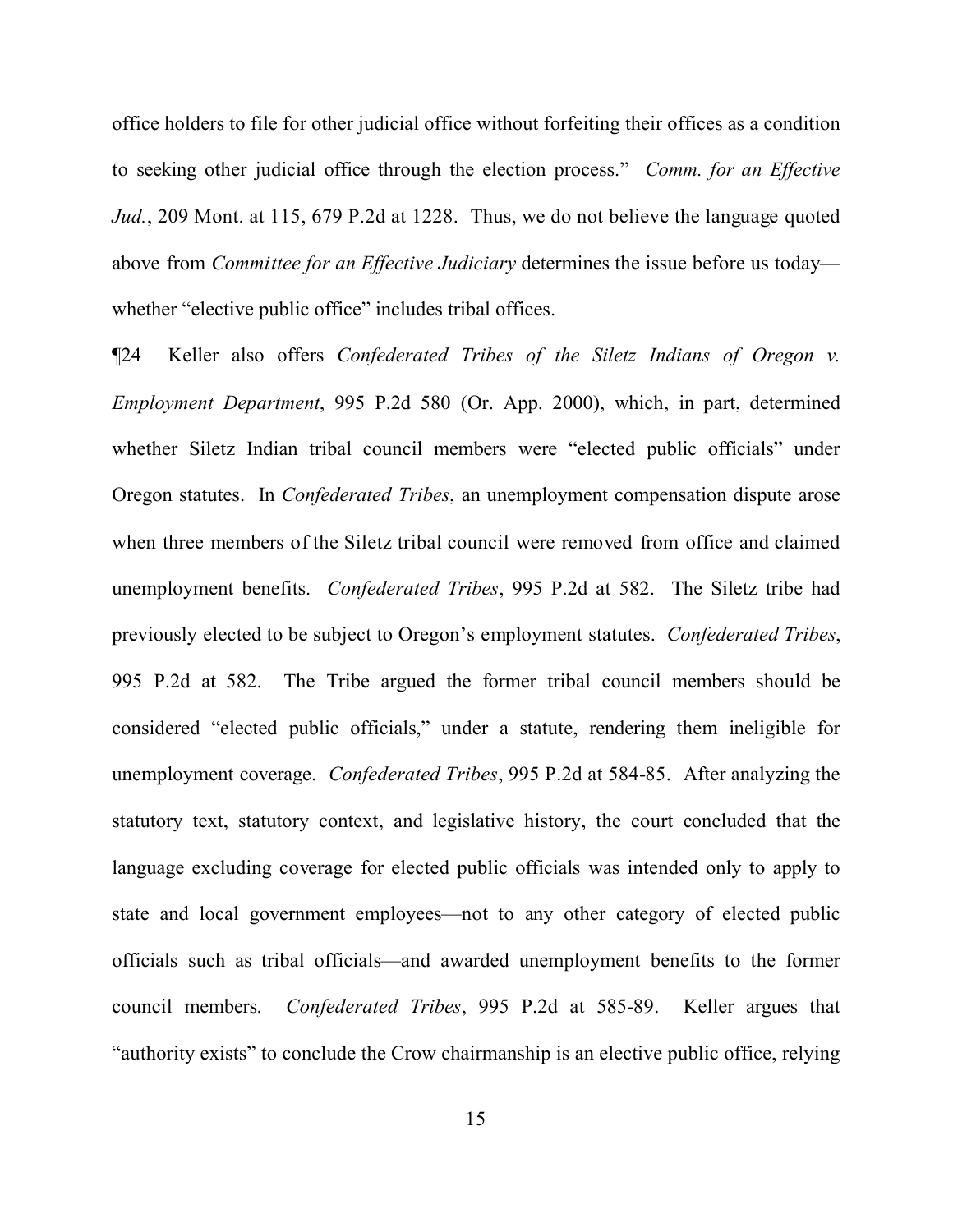office holders to file for other judicial office without forfeiting their offices as a condition to seeking other judicial office through the election process." *Comm. for an Effective Jud.*, 209 Mont. at 115, 679 P.2d at 1228. Thus, we do not believe the language quoted above from *Committee for an Effective Judiciary* determines the issue before us today—whether "elective public office" includes tribal offices.

¶24 Keller also offers *Confederated Tribes of the Siletz Indians of Oregon v. Employment Department*, 995 P.2d 580 (Or. App. 2000), which, in part, determined whether Siletz Indian tribal council members were "elected public officials" under Oregon statutes. In *Confederated Tribes*, an unemployment compensation dispute arose when three members of the Siletz tribal council were removed from office and claimed unemployment benefits. *Confederated Tribes*, 995 P.2d at 582. The Siletz tribe had previously elected to be subject to Oregon's employment statutes. *Confederated Tribes*, 995 P.2d at 582. The Tribe argued the former tribal council members should be considered "elected public officials," under a statute, rendering them ineligible for unemployment coverage. *Confederated Tribes*, 995 P.2d at 584-85. After analyzing the statutory text, statutory context, and legislative history, the court concluded that the language excluding coverage for elected public officials was intended only to apply to state and local government employees—not to any other category of elected public officials such as tribal officials—and awarded unemployment benefits to the former council members. *Confederated Tribes*, 995 P.2d at 585-89. Keller argues that "authority exists" to conclude the Crow chairmanship is an elective public office, relying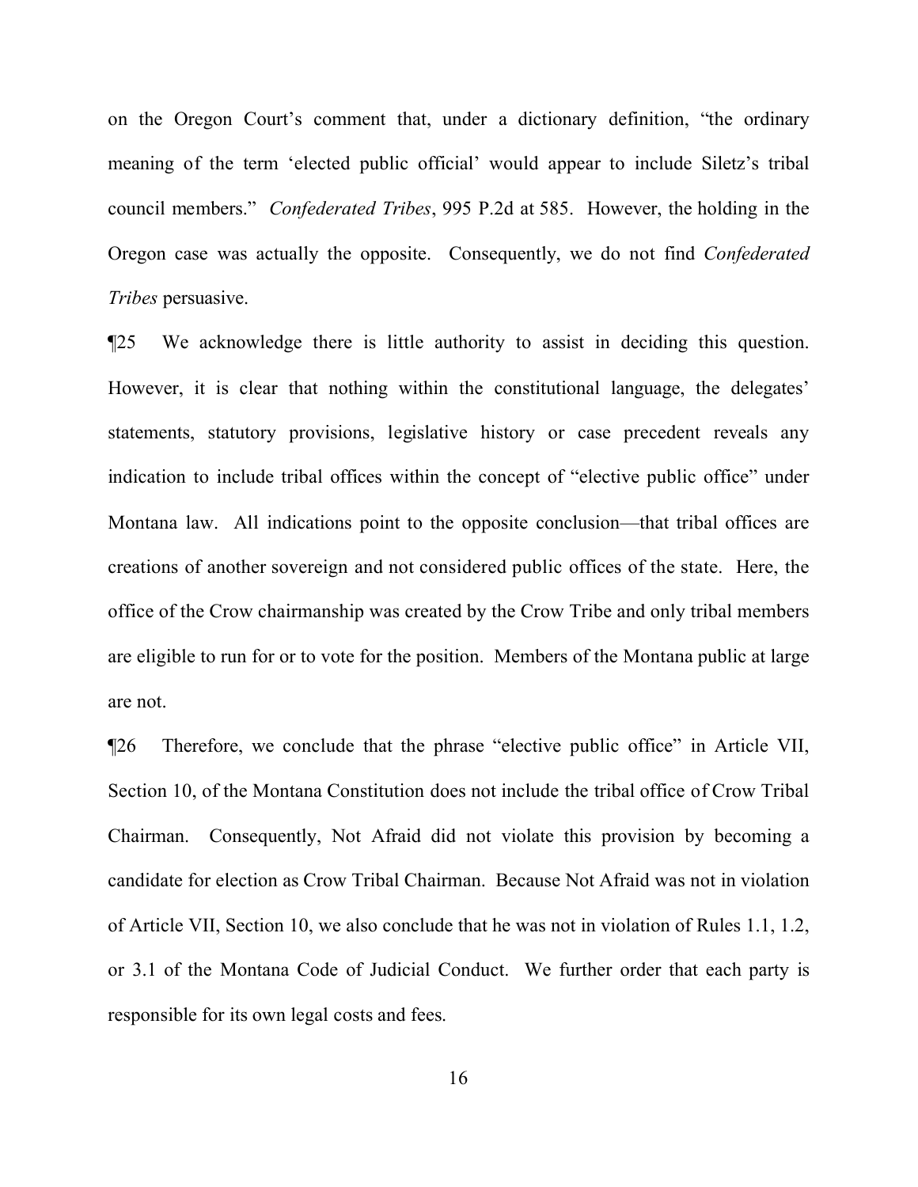on the Oregon Court's comment that, under a dictionary definition, "the ordinary meaning of the term 'elected public official' would appear to include Siletz's tribal council members." *Confederated Tribes*, 995 P.2d at 585. However, the holding in the Oregon case was actually the opposite. Consequently, we do not find *Confederated Tribes* persuasive.

¶25 We acknowledge there is little authority to assist in deciding this question. However, it is clear that nothing within the constitutional language, the delegates' statements, statutory provisions, legislative history or case precedent reveals any indication to include tribal offices within the concept of "elective public office" under Montana law. All indications point to the opposite conclusion—that tribal offices are creations of another sovereign and not considered public offices of the state. Here, the office of the Crow chairmanship was created by the Crow Tribe and only tribal members are eligible to run for or to vote for the position. Members of the Montana public at large are not.

¶26 Therefore, we conclude that the phrase "elective public office" in Article VII, Section 10, of the Montana Constitution does not include the tribal office of Crow Tribal Chairman. Consequently, Not Afraid did not violate this provision by becoming a candidate for election as Crow Tribal Chairman. Because Not Afraid was not in violation of Article VII, Section 10, we also conclude that he was not in violation of Rules 1.1, 1.2, or 3.1 of the Montana Code of Judicial Conduct. We further order that each party is responsible for its own legal costs and fees.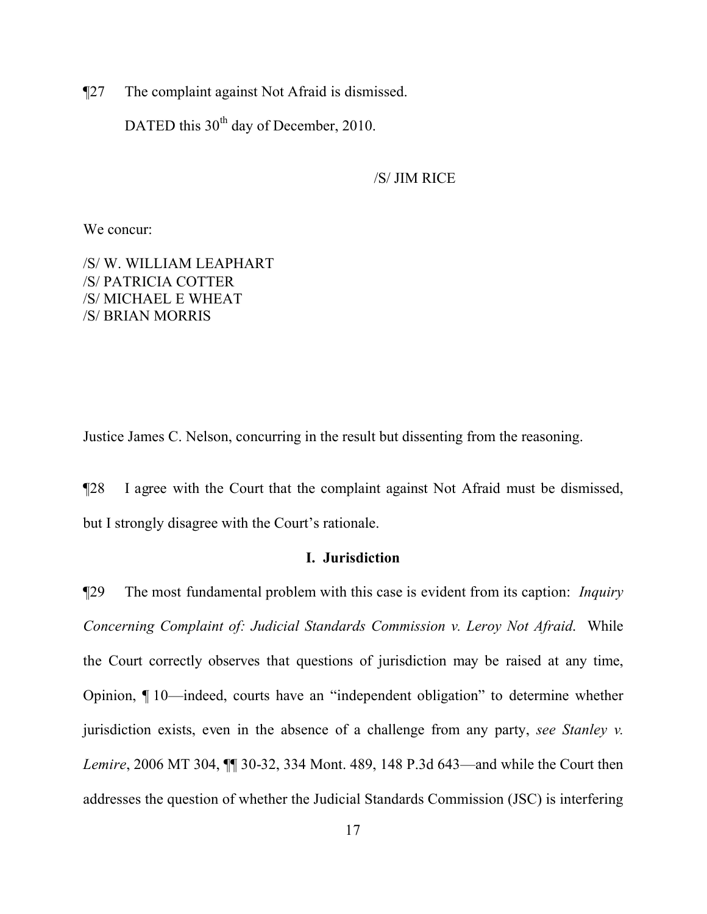¶27 The complaint against Not Afraid is dismissed.

DATED this 30th day of December, 2010.

/S/ JIM RICE

We concur:

/S/ W. WILLIAM LEAPHART
/S/ PATRICIA COTTER
/S/ MICHAEL E WHEAT
/S/ BRIAN MORRIS

Justice James C. Nelson, concurring in the result but dissenting from the reasoning.

¶28 I agree with the Court that the complaint against Not Afraid must be dismissed, but I strongly disagree with the Court's rationale.

## I. Jurisdiction

¶29 The most fundamental problem with this case is evident from its caption: *Inquiry Concerning Complaint of: Judicial Standards Commission v. Leroy Not Afraid.* While the Court correctly observes that questions of jurisdiction may be raised at any time, Opinion, ¶ 10—indeed, courts have an "independent obligation" to determine whether jurisdiction exists, even in the absence of a challenge from any party, *see Stanley v. Lemire*, 2006 MT 304, ¶¶ 30-32, 334 Mont. 489, 148 P.3d 643—and while the Court then addresses the question of whether the Judicial Standards Commission (JSC) is interfering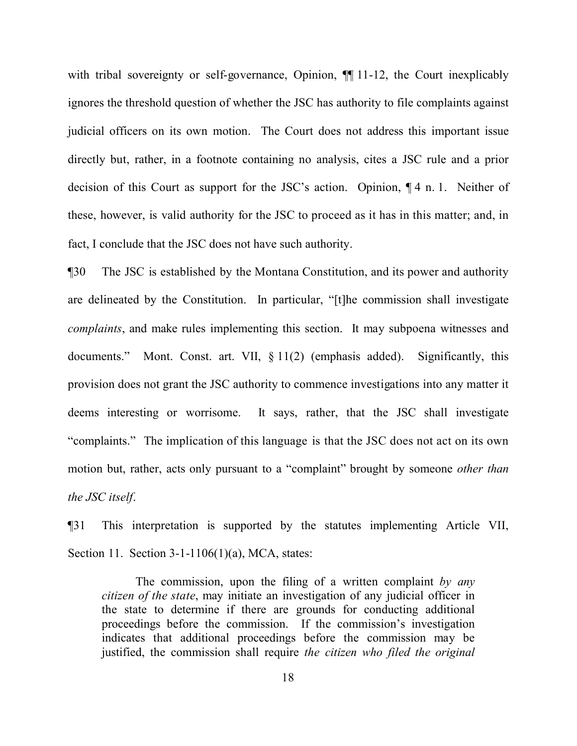with tribal sovereignty or self-governance, Opinion, ¶¶ 11-12, the Court inexplicably ignores the threshold question of whether the JSC has authority to file complaints against judicial officers on its own motion. The Court does not address this important issue directly but, rather, in a footnote containing no analysis, cites a JSC rule and a prior decision of this Court as support for the JSC's action. Opinion, ¶ 4 n. 1. Neither of these, however, is valid authority for the JSC to proceed as it has in this matter; and, in fact, I conclude that the JSC does not have such authority.

¶30 The JSC is established by the Montana Constitution, and its power and authority are delineated by the Constitution. In particular, "[t]he commission shall investigate *complaints*, and make rules implementing this section. It may subpoena witnesses and documents." Mont. Const. art. VII, § 11(2) (emphasis added). Significantly, this provision does not grant the JSC authority to commence investigations into any matter it deems interesting or worrisome. It says, rather, that the JSC shall investigate "complaints." The implication of this language is that the JSC does not act on its own motion but, rather, acts only pursuant to a "complaint" brought by someone *other than the JSC itself*.

¶31 This interpretation is supported by the statutes implementing Article VII, Section 11. Section 3-1-1106(1)(a), MCA, states:

> The commission, upon the filing of a written complaint *by any citizen of the state*, may initiate an investigation of any judicial officer in the state to determine if there are grounds for conducting additional proceedings before the commission. If the commission's investigation indicates that additional proceedings before the commission may be justified, the commission shall require *the citizen who filed the original*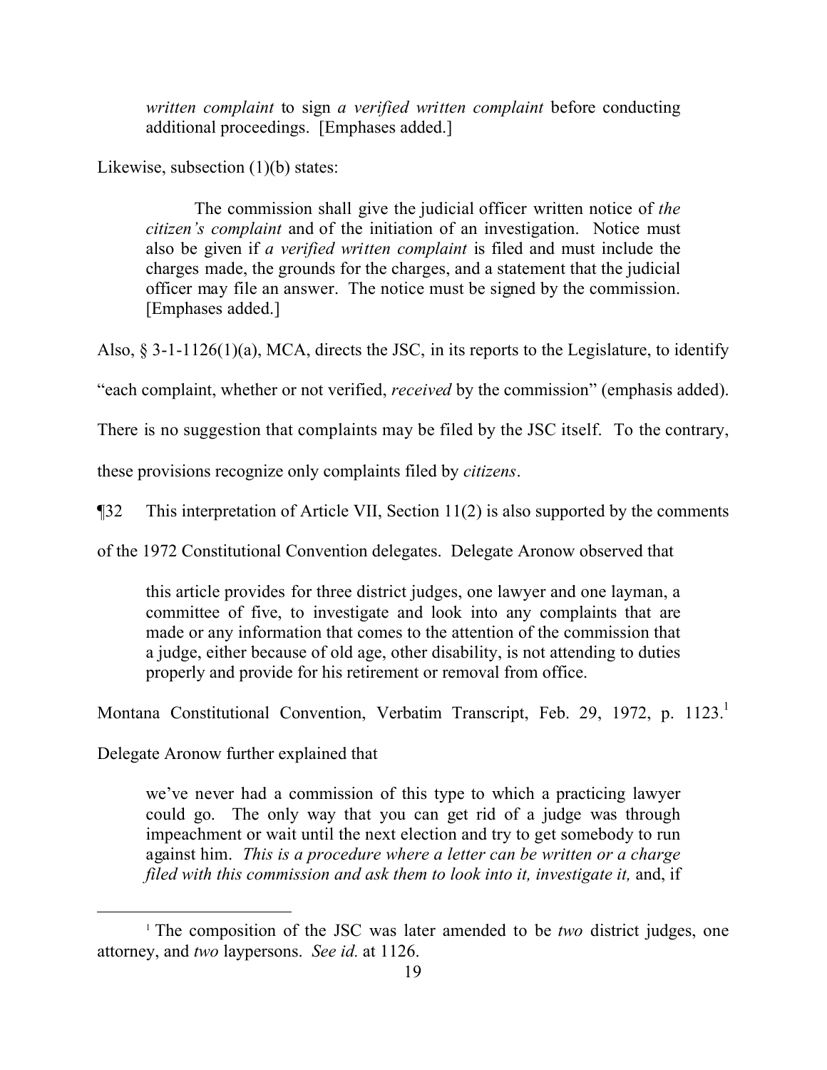*written complaint* to sign *a verified written complaint* before conducting additional proceedings. [Emphases added.]

Likewise, subsection (1)(b) states:

> The commission shall give the judicial officer written notice of *the citizen's complaint* and of the initiation of an investigation. Notice must also be given if *a verified written complaint* is filed and must include the charges made, the grounds for the charges, and a statement that the judicial officer may file an answer. The notice must be signed by the commission. [Emphases added.]

Also, § 3-1-1126(1)(a), MCA, directs the JSC, in its reports to the Legislature, to identify "each complaint, whether or not verified, *received* by the commission" (emphasis added). There is no suggestion that complaints may be filed by the JSC itself. To the contrary, these provisions recognize only complaints filed by *citizens*.

¶32 This interpretation of Article VII, Section 11(2) is also supported by the comments of the 1972 Constitutional Convention delegates. Delegate Aronow observed that

> this article provides for three district judges, one lawyer and one layman, a committee of five, to investigate and look into any complaints that are made or any information that comes to the attention of the commission that a judge, either because of old age, other disability, is not attending to duties properly and provide for his retirement or removal from office.

Montana Constitutional Convention, Verbatim Transcript, Feb. 29, 1972, p. 1123.[1]

Delegate Aronow further explained that

> we've never had a commission of this type to which a practicing lawyer could go. The only way that you can get rid of a judge was through impeachment or wait until the next election and try to get somebody to run against him. *This is a procedure where a letter can be written or a charge filed with this commission and ask them to look into it, investigate it,* and, if

---

[1] The composition of the JSC was later amended to be *two* district judges, one attorney, and *two* laypersons. *See id.* at 1126.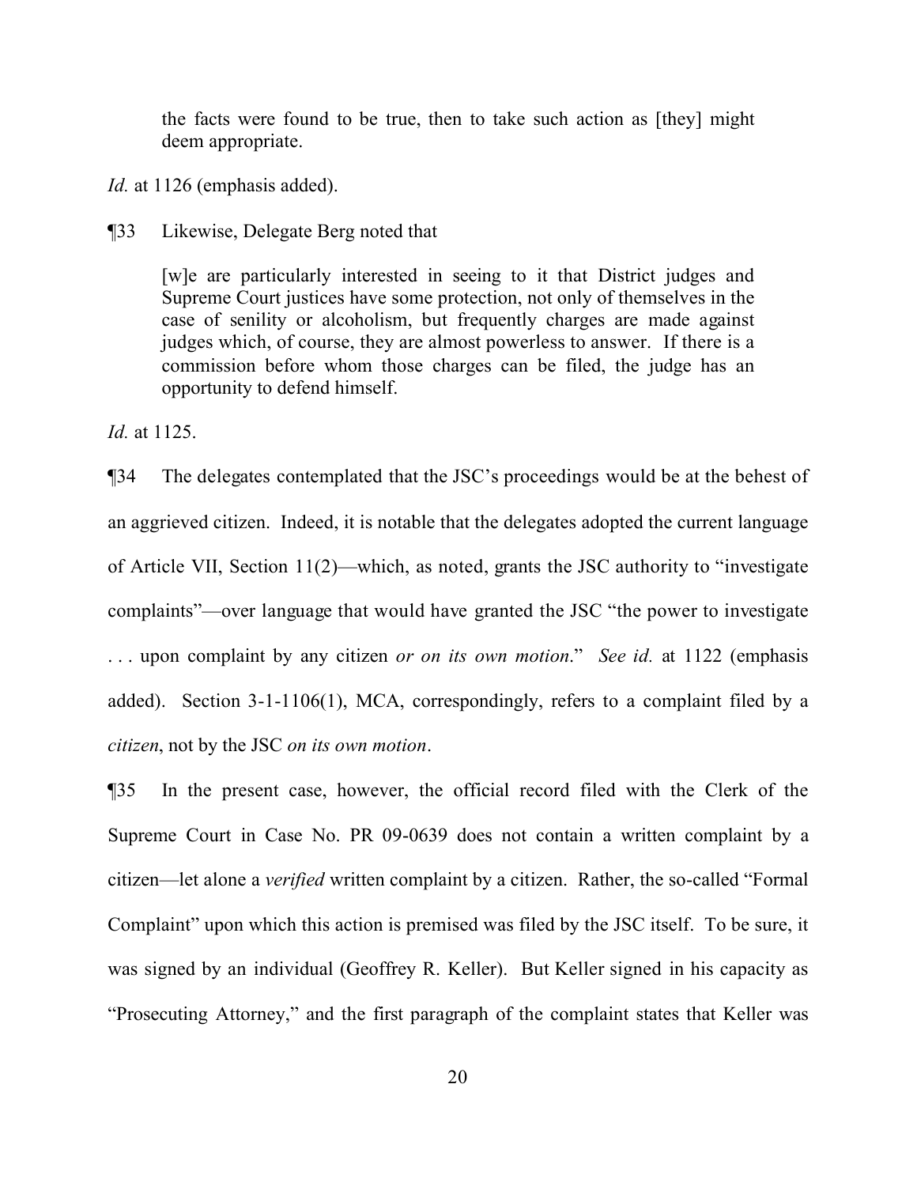> the facts were found to be true, then to take such action as [they] might deem appropriate.

*Id.* at 1126 (emphasis added).

¶33 Likewise, Delegate Berg noted that

> [w]e are particularly interested in seeing to it that District judges and Supreme Court justices have some protection, not only of themselves in the case of senility or alcoholism, but frequently charges are made against judges which, of course, they are almost powerless to answer. If there is a commission before whom those charges can be filed, the judge has an opportunity to defend himself.

*Id.* at 1125.

¶34 The delegates contemplated that the JSC's proceedings would be at the behest of an aggrieved citizen. Indeed, it is notable that the delegates adopted the current language of Article VII, Section 11(2)—which, as noted, grants the JSC authority to "investigate complaints"—over language that would have granted the JSC "the power to investigate . . . upon complaint by any citizen *or on its own motion*." *See id.* at 1122 (emphasis added). Section 3-1-1106(1), MCA, correspondingly, refers to a complaint filed by a *citizen*, not by the JSC *on its own motion*.

¶35 In the present case, however, the official record filed with the Clerk of the Supreme Court in Case No. PR 09-0639 does not contain a written complaint by a citizen—let alone a *verified* written complaint by a citizen. Rather, the so-called "Formal Complaint" upon which this action is premised was filed by the JSC itself. To be sure, it was signed by an individual (Geoffrey R. Keller). But Keller signed in his capacity as "Prosecuting Attorney," and the first paragraph of the complaint states that Keller was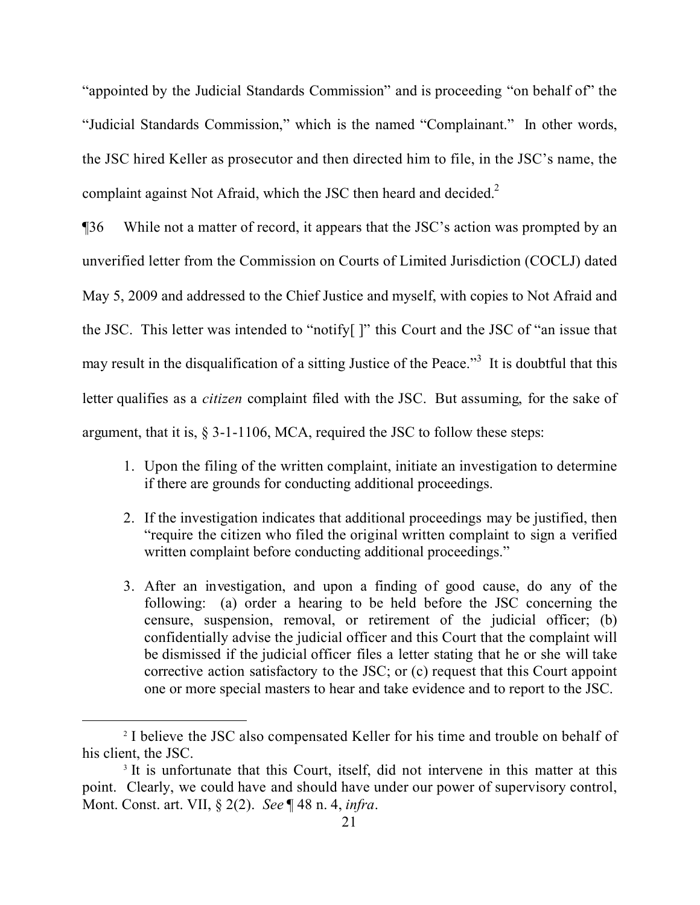"appointed by the Judicial Standards Commission" and is proceeding "on behalf of" the "Judicial Standards Commission," which is the named "Complainant." In other words, the JSC hired Keller as prosecutor and then directed him to file, in the JSC's name, the complaint against Not Afraid, which the JSC then heard and decided.[2]

¶36 While not a matter of record, it appears that the JSC's action was prompted by an unverified letter from the Commission on Courts of Limited Jurisdiction (COCLJ) dated May 5, 2009 and addressed to the Chief Justice and myself, with copies to Not Afraid and the JSC. This letter was intended to "notify[ ]" this Court and the JSC of "an issue that may result in the disqualification of a sitting Justice of the Peace."[3] It is doubtful that this letter qualifies as a *citizen* complaint filed with the JSC. But assuming, for the sake of argument, that it is, § 3-1-1106, MCA, required the JSC to follow these steps:

1. Upon the filing of the written complaint, initiate an investigation to determine if there are grounds for conducting additional proceedings.
2. If the investigation indicates that additional proceedings may be justified, then "require the citizen who filed the original written complaint to sign a verified written complaint before conducting additional proceedings."
3. After an investigation, and upon a finding of good cause, do any of the following: (a) order a hearing to be held before the JSC concerning the censure, suspension, removal, or retirement of the judicial officer; (b) confidentially advise the judicial officer and this Court that the complaint will be dismissed if the judicial officer files a letter stating that he or she will take corrective action satisfactory to the JSC; or (c) request that this Court appoint one or more special masters to hear and take evidence and to report to the JSC.

---

[2] I believe the JSC also compensated Keller for his time and trouble on behalf of his client, the JSC.

[3] It is unfortunate that this Court, itself, did not intervene in this matter at this point. Clearly, we could have and should have under our power of supervisory control, Mont. Const. art. VII, § 2(2). *See* ¶ 48 n. 4, *infra*.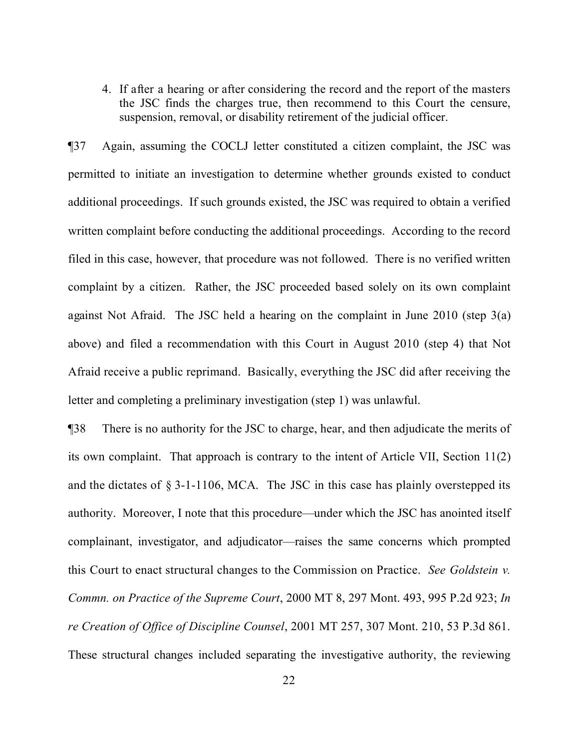4. If after a hearing or after considering the record and the report of the masters the JSC finds the charges true, then recommend to this Court the censure, suspension, removal, or disability retirement of the judicial officer.

¶37 Again, assuming the COCLJ letter constituted a citizen complaint, the JSC was permitted to initiate an investigation to determine whether grounds existed to conduct additional proceedings. If such grounds existed, the JSC was required to obtain a verified written complaint before conducting the additional proceedings. According to the record filed in this case, however, that procedure was not followed. There is no verified written complaint by a citizen. Rather, the JSC proceeded based solely on its own complaint against Not Afraid. The JSC held a hearing on the complaint in June 2010 (step 3(a) above) and filed a recommendation with this Court in August 2010 (step 4) that Not Afraid receive a public reprimand. Basically, everything the JSC did after receiving the letter and completing a preliminary investigation (step 1) was unlawful.

¶38 There is no authority for the JSC to charge, hear, and then adjudicate the merits of its own complaint. That approach is contrary to the intent of Article VII, Section 11(2) and the dictates of § 3-1-1106, MCA. The JSC in this case has plainly overstepped its authority. Moreover, I note that this procedure—under which the JSC has anointed itself complainant, investigator, and adjudicator—raises the same concerns which prompted this Court to enact structural changes to the Commission on Practice. *See Goldstein v. Commn. on Practice of the Supreme Court*, 2000 MT 8, 297 Mont. 493, 995 P.2d 923; *In re Creation of Office of Discipline Counsel*, 2001 MT 257, 307 Mont. 210, 53 P.3d 861. These structural changes included separating the investigative authority, the reviewing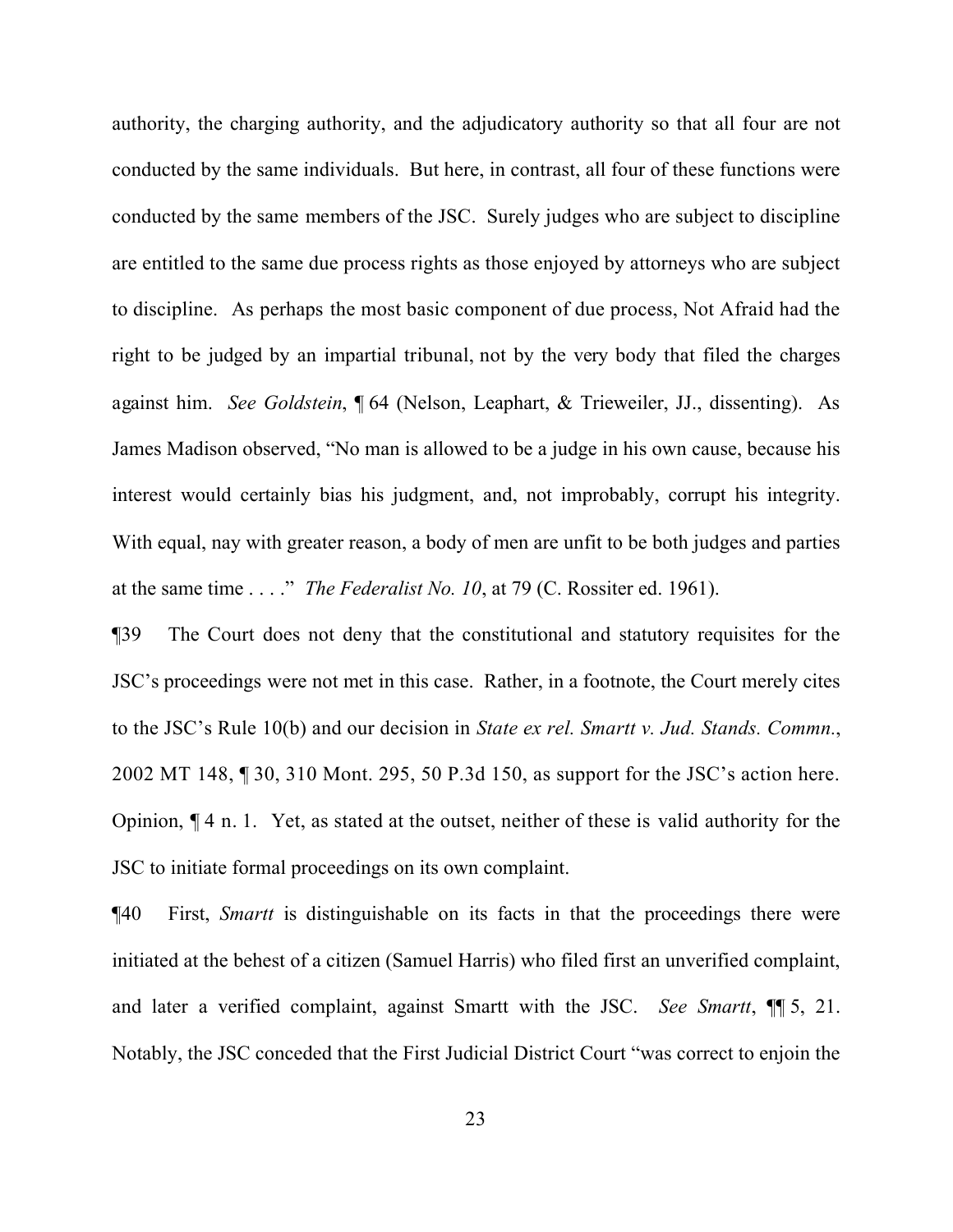authority, the charging authority, and the adjudicatory authority so that all four are not conducted by the same individuals. But here, in contrast, all four of these functions were conducted by the same members of the JSC. Surely judges who are subject to discipline are entitled to the same due process rights as those enjoyed by attorneys who are subject to discipline. As perhaps the most basic component of due process, Not Afraid had the right to be judged by an impartial tribunal, not by the very body that filed the charges against him. *See Goldstein*, ¶ 64 (Nelson, Leaphart, & Trieweiler, JJ., dissenting). As James Madison observed, "No man is allowed to be a judge in his own cause, because his interest would certainly bias his judgment, and, not improbably, corrupt his integrity. With equal, nay with greater reason, a body of men are unfit to be both judges and parties at the same time . . . ." *The Federalist No. 10*, at 79 (C. Rossiter ed. 1961).

¶39 The Court does not deny that the constitutional and statutory requisites for the JSC's proceedings were not met in this case. Rather, in a footnote, the Court merely cites to the JSC's Rule 10(b) and our decision in *State ex rel. Smartt v. Jud. Stands. Commn.*, 2002 MT 148, ¶ 30, 310 Mont. 295, 50 P.3d 150, as support for the JSC's action here. Opinion, ¶ 4 n. 1. Yet, as stated at the outset, neither of these is valid authority for the JSC to initiate formal proceedings on its own complaint.

¶40 First, *Smartt* is distinguishable on its facts in that the proceedings there were initiated at the behest of a citizen (Samuel Harris) who filed first an unverified complaint, and later a verified complaint, against Smartt with the JSC. *See Smartt*, ¶¶ 5, 21. Notably, the JSC conceded that the First Judicial District Court "was correct to enjoin the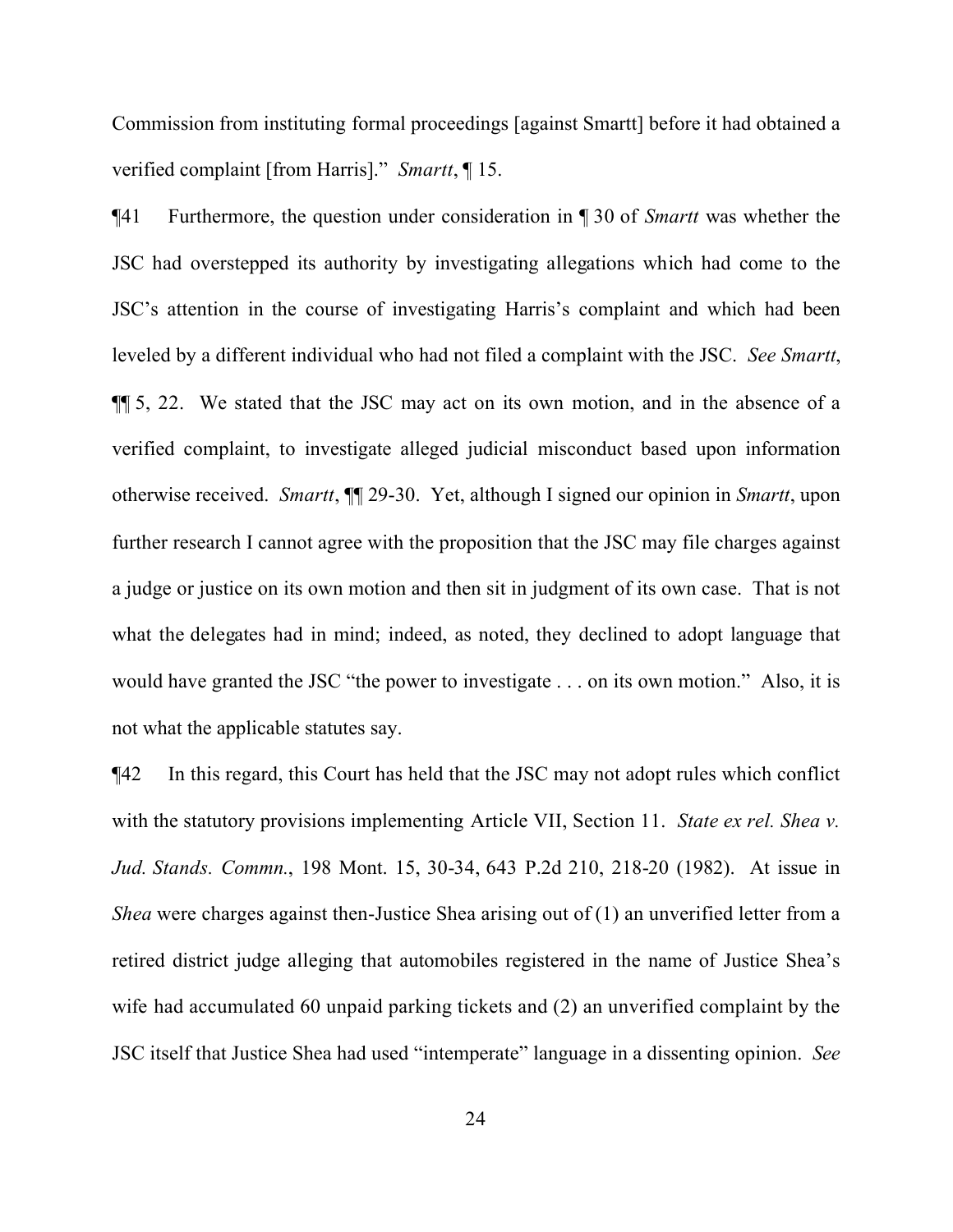Commission from instituting formal proceedings [against Smartt] before it had obtained a verified complaint [from Harris]." *Smartt*, ¶ 15.

¶41 Furthermore, the question under consideration in ¶ 30 of *Smartt* was whether the JSC had overstepped its authority by investigating allegations which had come to the JSC's attention in the course of investigating Harris's complaint and which had been leveled by a different individual who had not filed a complaint with the JSC. *See Smartt*, ¶¶ 5, 22. We stated that the JSC may act on its own motion, and in the absence of a verified complaint, to investigate alleged judicial misconduct based upon information otherwise received. *Smartt*, ¶¶ 29-30. Yet, although I signed our opinion in *Smartt*, upon further research I cannot agree with the proposition that the JSC may file charges against a judge or justice on its own motion and then sit in judgment of its own case. That is not what the delegates had in mind; indeed, as noted, they declined to adopt language that would have granted the JSC "the power to investigate . . . on its own motion." Also, it is not what the applicable statutes say.

¶42 In this regard, this Court has held that the JSC may not adopt rules which conflict with the statutory provisions implementing Article VII, Section 11. *State ex rel. Shea v. Jud. Stands. Commn.*, 198 Mont. 15, 30-34, 643 P.2d 210, 218-20 (1982). At issue in *Shea* were charges against then-Justice Shea arising out of (1) an unverified letter from a retired district judge alleging that automobiles registered in the name of Justice Shea's wife had accumulated 60 unpaid parking tickets and (2) an unverified complaint by the JSC itself that Justice Shea had used "intemperate" language in a dissenting opinion. *See*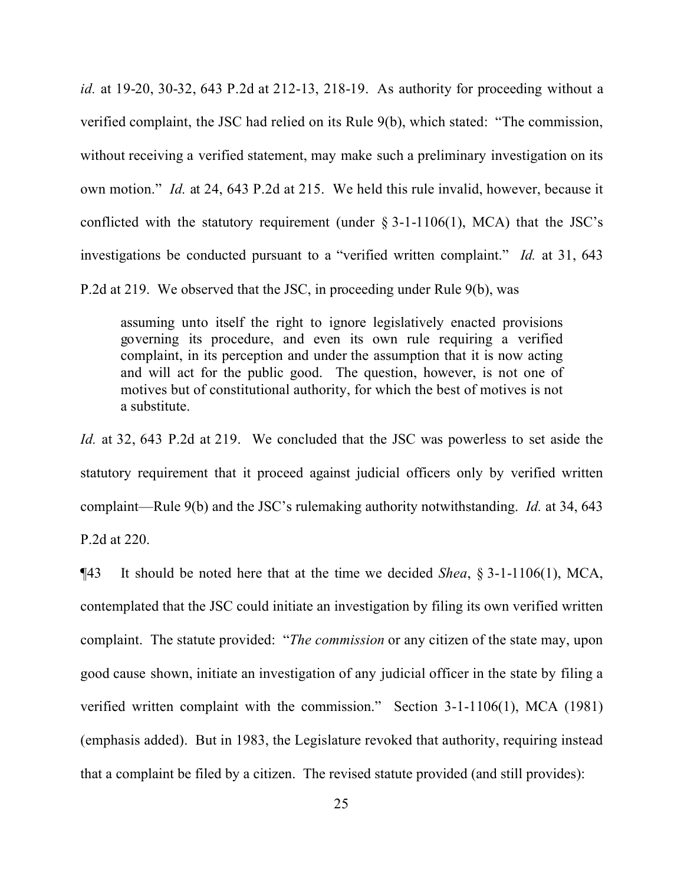*id.* at 19-20, 30-32, 643 P.2d at 212-13, 218-19. As authority for proceeding without a verified complaint, the JSC had relied on its Rule 9(b), which stated: "The commission, without receiving a verified statement, may make such a preliminary investigation on its own motion." *Id.* at 24, 643 P.2d at 215. We held this rule invalid, however, because it conflicted with the statutory requirement (under § 3-1-1106(1), MCA) that the JSC's investigations be conducted pursuant to a "verified written complaint." *Id.* at 31, 643 P.2d at 219. We observed that the JSC, in proceeding under Rule 9(b), was

> assuming unto itself the right to ignore legislatively enacted provisions governing its procedure, and even its own rule requiring a verified complaint, in its perception and under the assumption that it is now acting and will act for the public good. The question, however, is not one of motives but of constitutional authority, for which the best of motives is not a substitute.

*Id.* at 32, 643 P.2d at 219. We concluded that the JSC was powerless to set aside the statutory requirement that it proceed against judicial officers only by verified written complaint—Rule 9(b) and the JSC's rulemaking authority notwithstanding. *Id.* at 34, 643 P.2d at 220.

¶43 It should be noted here that at the time we decided *Shea*, § 3-1-1106(1), MCA, contemplated that the JSC could initiate an investigation by filing its own verified written complaint. The statute provided: "*The commission* or any citizen of the state may, upon good cause shown, initiate an investigation of any judicial officer in the state by filing a verified written complaint with the commission." Section 3-1-1106(1), MCA (1981) (emphasis added). But in 1983, the Legislature revoked that authority, requiring instead that a complaint be filed by a citizen. The revised statute provided (and still provides):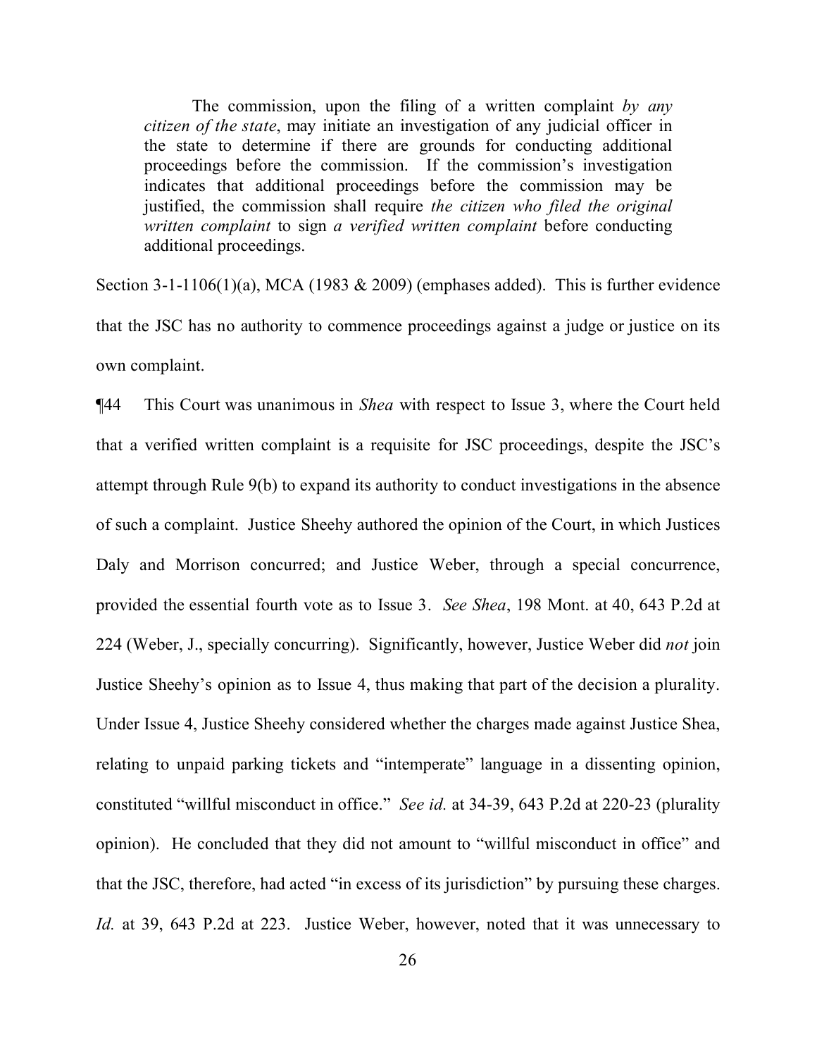> The commission, upon the filing of a written complaint *by any citizen of the state*, may initiate an investigation of any judicial officer in the state to determine if there are grounds for conducting additional proceedings before the commission. If the commission's investigation indicates that additional proceedings before the commission may be justified, the commission shall require *the citizen who filed the original written complaint* to sign *a verified written complaint* before conducting additional proceedings.

Section 3-1-1106(1)(a), MCA (1983 & 2009) (emphases added). This is further evidence that the JSC has no authority to commence proceedings against a judge or justice on its own complaint.

¶44 This Court was unanimous in *Shea* with respect to Issue 3, where the Court held that a verified written complaint is a requisite for JSC proceedings, despite the JSC's attempt through Rule 9(b) to expand its authority to conduct investigations in the absence of such a complaint. Justice Sheehy authored the opinion of the Court, in which Justices Daly and Morrison concurred; and Justice Weber, through a special concurrence, provided the essential fourth vote as to Issue 3. *See Shea*, 198 Mont. at 40, 643 P.2d at 224 (Weber, J., specially concurring). Significantly, however, Justice Weber did *not* join Justice Sheehy's opinion as to Issue 4, thus making that part of the decision a plurality. Under Issue 4, Justice Sheehy considered whether the charges made against Justice Shea, relating to unpaid parking tickets and "intemperate" language in a dissenting opinion, constituted "willful misconduct in office." *See id.* at 34-39, 643 P.2d at 220-23 (plurality opinion). He concluded that they did not amount to "willful misconduct in office" and that the JSC, therefore, had acted "in excess of its jurisdiction" by pursuing these charges. *Id.* at 39, 643 P.2d at 223. Justice Weber, however, noted that it was unnecessary to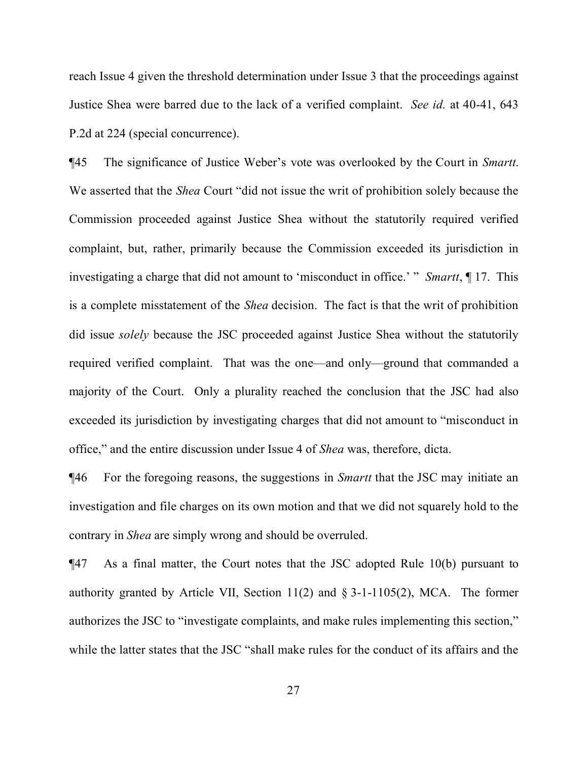reach Issue 4 given the threshold determination under Issue 3 that the proceedings against Justice Shea were barred due to the lack of a verified complaint. *See id.* at 40-41, 643 P.2d at 224 (special concurrence).

¶45 The significance of Justice Weber's vote was overlooked by the Court in *Smartt*. We asserted that the *Shea* Court "did not issue the writ of prohibition solely because the Commission proceeded against Justice Shea without the statutorily required verified complaint, but, rather, primarily because the Commission exceeded its jurisdiction in investigating a charge that did not amount to 'misconduct in office.' " *Smartt*, ¶ 17. This is a complete misstatement of the *Shea* decision. The fact is that the writ of prohibition did issue *solely* because the JSC proceeded against Justice Shea without the statutorily required verified complaint. That was the one—and only—ground that commanded a majority of the Court. Only a plurality reached the conclusion that the JSC had also exceeded its jurisdiction by investigating charges that did not amount to "misconduct in office," and the entire discussion under Issue 4 of *Shea* was, therefore, dicta.

¶46 For the foregoing reasons, the suggestions in *Smartt* that the JSC may initiate an investigation and file charges on its own motion and that we did not squarely hold to the contrary in *Shea* are simply wrong and should be overruled.

¶47 As a final matter, the Court notes that the JSC adopted Rule 10(b) pursuant to authority granted by Article VII, Section 11(2) and § 3-1-1105(2), MCA. The former authorizes the JSC to "investigate complaints, and make rules implementing this section," while the latter states that the JSC "shall make rules for the conduct of its affairs and the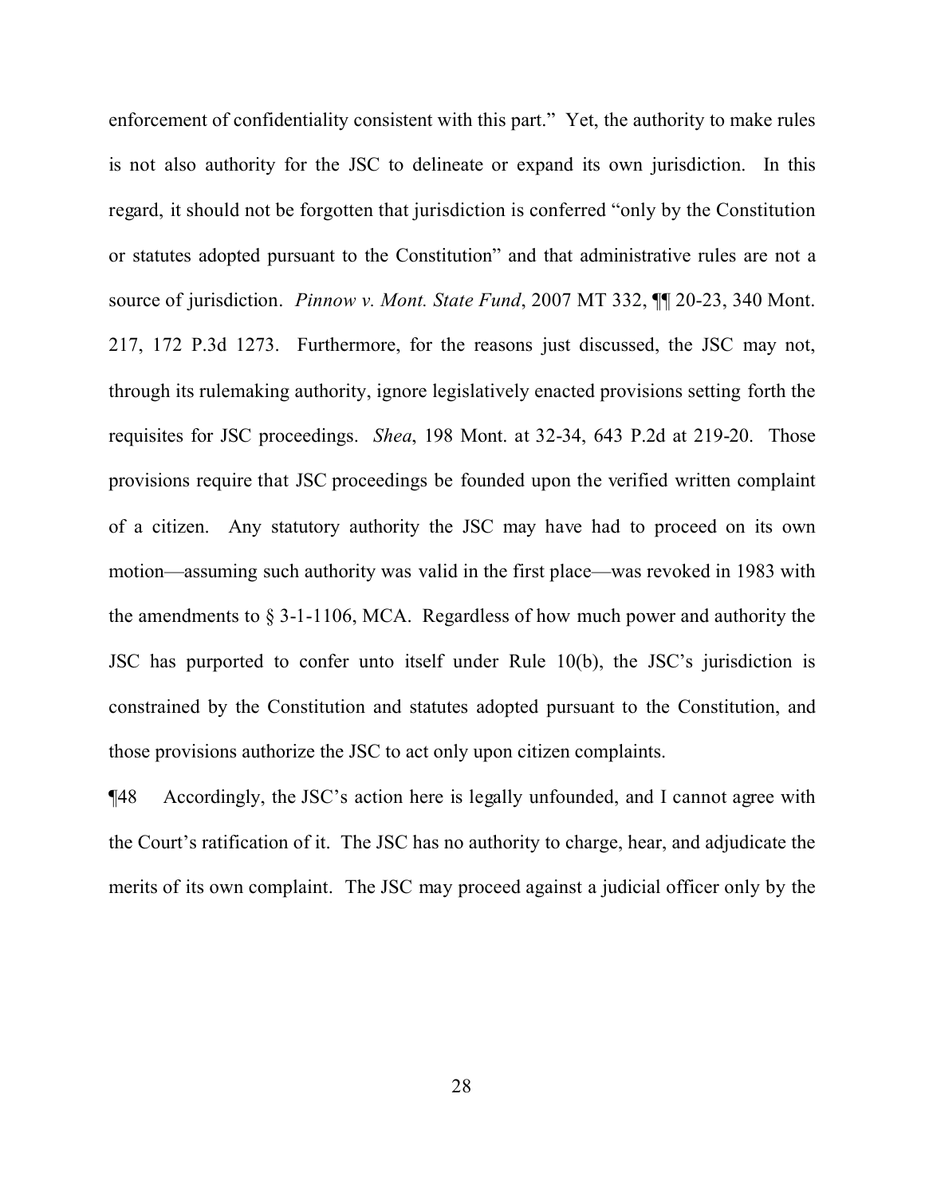enforcement of confidentiality consistent with this part." Yet, the authority to make rules is not also authority for the JSC to delineate or expand its own jurisdiction. In this regard, it should not be forgotten that jurisdiction is conferred "only by the Constitution or statutes adopted pursuant to the Constitution" and that administrative rules are not a source of jurisdiction. *Pinnow v. Mont. State Fund*, 2007 MT 332, ¶¶ 20-23, 340 Mont. 217, 172 P.3d 1273. Furthermore, for the reasons just discussed, the JSC may not, through its rulemaking authority, ignore legislatively enacted provisions setting forth the requisites for JSC proceedings. *Shea*, 198 Mont. at 32-34, 643 P.2d at 219-20. Those provisions require that JSC proceedings be founded upon the verified written complaint of a citizen. Any statutory authority the JSC may have had to proceed on its own motion—assuming such authority was valid in the first place—was revoked in 1983 with the amendments to § 3-1-1106, MCA. Regardless of how much power and authority the JSC has purported to confer unto itself under Rule 10(b), the JSC's jurisdiction is constrained by the Constitution and statutes adopted pursuant to the Constitution, and those provisions authorize the JSC to act only upon citizen complaints.

¶48 Accordingly, the JSC's action here is legally unfounded, and I cannot agree with the Court's ratification of it. The JSC has no authority to charge, hear, and adjudicate the merits of its own complaint. The JSC may proceed against a judicial officer only by the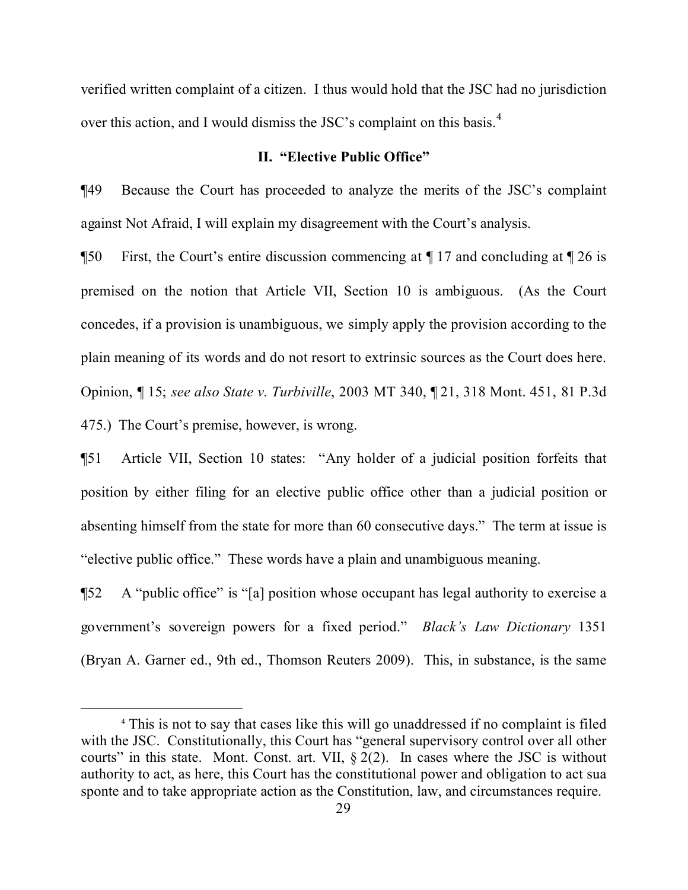verified written complaint of a citizen. I thus would hold that the JSC had no jurisdiction over this action, and I would dismiss the JSC's complaint on this basis.[4]

## II. "Elective Public Office"

¶49 Because the Court has proceeded to analyze the merits of the JSC's complaint against Not Afraid, I will explain my disagreement with the Court's analysis.

¶50 First, the Court's entire discussion commencing at ¶ 17 and concluding at ¶ 26 is premised on the notion that Article VII, Section 10 is ambiguous. (As the Court concedes, if a provision is unambiguous, we simply apply the provision according to the plain meaning of its words and do not resort to extrinsic sources as the Court does here. Opinion, ¶ 15; *see also State v. Turbiville*, 2003 MT 340, ¶ 21, 318 Mont. 451, 81 P.3d 475.) The Court's premise, however, is wrong.

¶51 Article VII, Section 10 states: "Any holder of a judicial position forfeits that position by either filing for an elective public office other than a judicial position or absenting himself from the state for more than 60 consecutive days." The term at issue is "elective public office." These words have a plain and unambiguous meaning.

¶52 A "public office" is "[a] position whose occupant has legal authority to exercise a government's sovereign powers for a fixed period." *Black's Law Dictionary* 1351 (Bryan A. Garner ed., 9th ed., Thomson Reuters 2009). This, in substance, is the same

---

[4] This is not to say that cases like this will go unaddressed if no complaint is filed with the JSC. Constitutionally, this Court has "general supervisory control over all other courts" in this state. Mont. Const. art. VII, § 2(2). In cases where the JSC is without authority to act, as here, this Court has the constitutional power and obligation to act sua sponte and to take appropriate action as the Constitution, law, and circumstances require.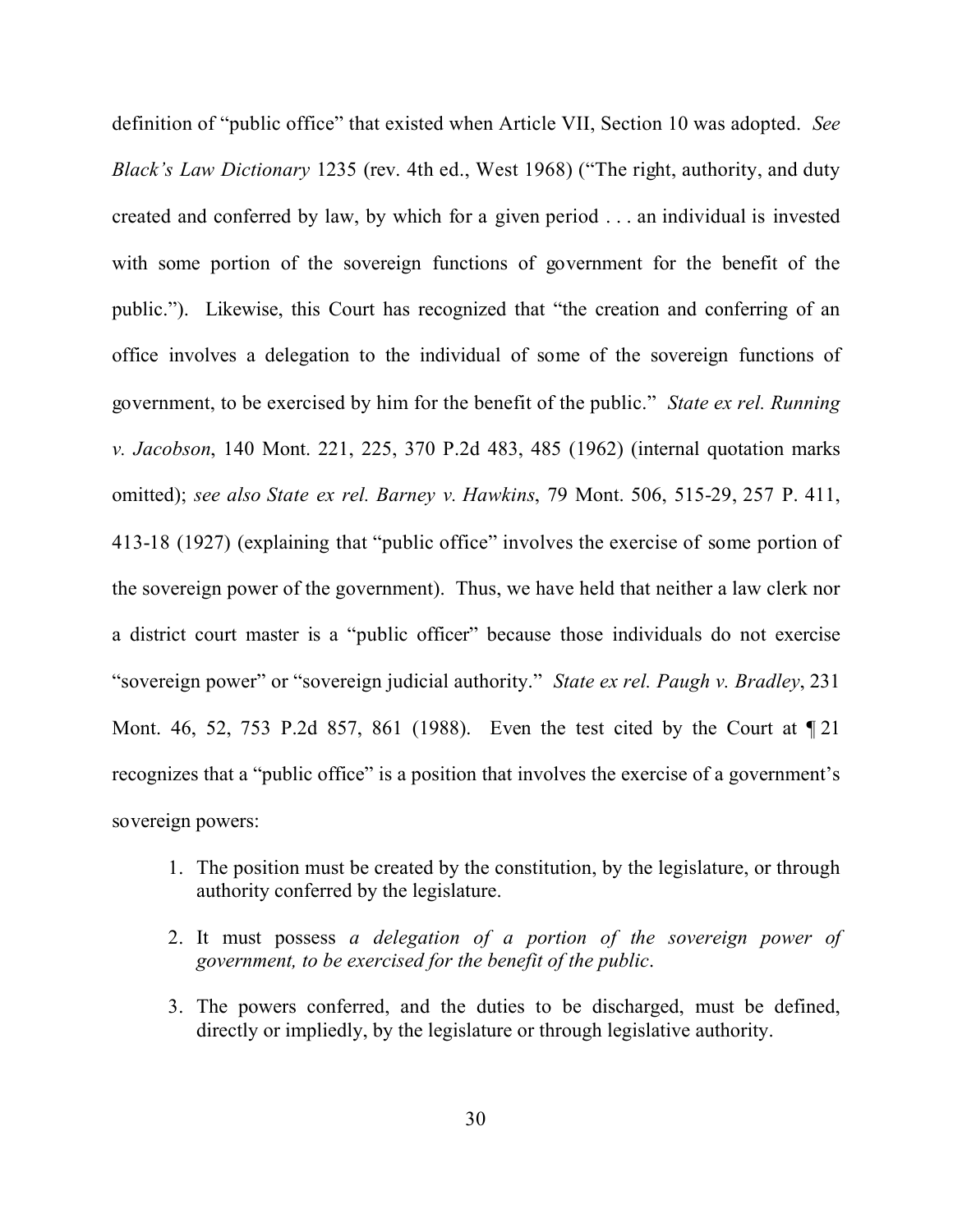definition of "public office" that existed when Article VII, Section 10 was adopted. *See Black's Law Dictionary* 1235 (rev. 4th ed., West 1968) ("The right, authority, and duty created and conferred by law, by which for a given period . . . an individual is invested with some portion of the sovereign functions of government for the benefit of the public."). Likewise, this Court has recognized that "the creation and conferring of an office involves a delegation to the individual of some of the sovereign functions of government, to be exercised by him for the benefit of the public." *State ex rel. Running v. Jacobson*, 140 Mont. 221, 225, 370 P.2d 483, 485 (1962) (internal quotation marks omitted); *see also State ex rel. Barney v. Hawkins*, 79 Mont. 506, 515-29, 257 P. 411, 413-18 (1927) (explaining that "public office" involves the exercise of some portion of the sovereign power of the government). Thus, we have held that neither a law clerk nor a district court master is a "public officer" because those individuals do not exercise "sovereign power" or "sovereign judicial authority." *State ex rel. Paugh v. Bradley*, 231 Mont. 46, 52, 753 P.2d 857, 861 (1988). Even the test cited by the Court at ¶ 21 recognizes that a "public office" is a position that involves the exercise of a government's sovereign powers:

1. The position must be created by the constitution, by the legislature, or through authority conferred by the legislature.
2. It must possess *a delegation of a portion of the sovereign power of government, to be exercised for the benefit of the public*.
3. The powers conferred, and the duties to be discharged, must be defined, directly or impliedly, by the legislature or through legislative authority.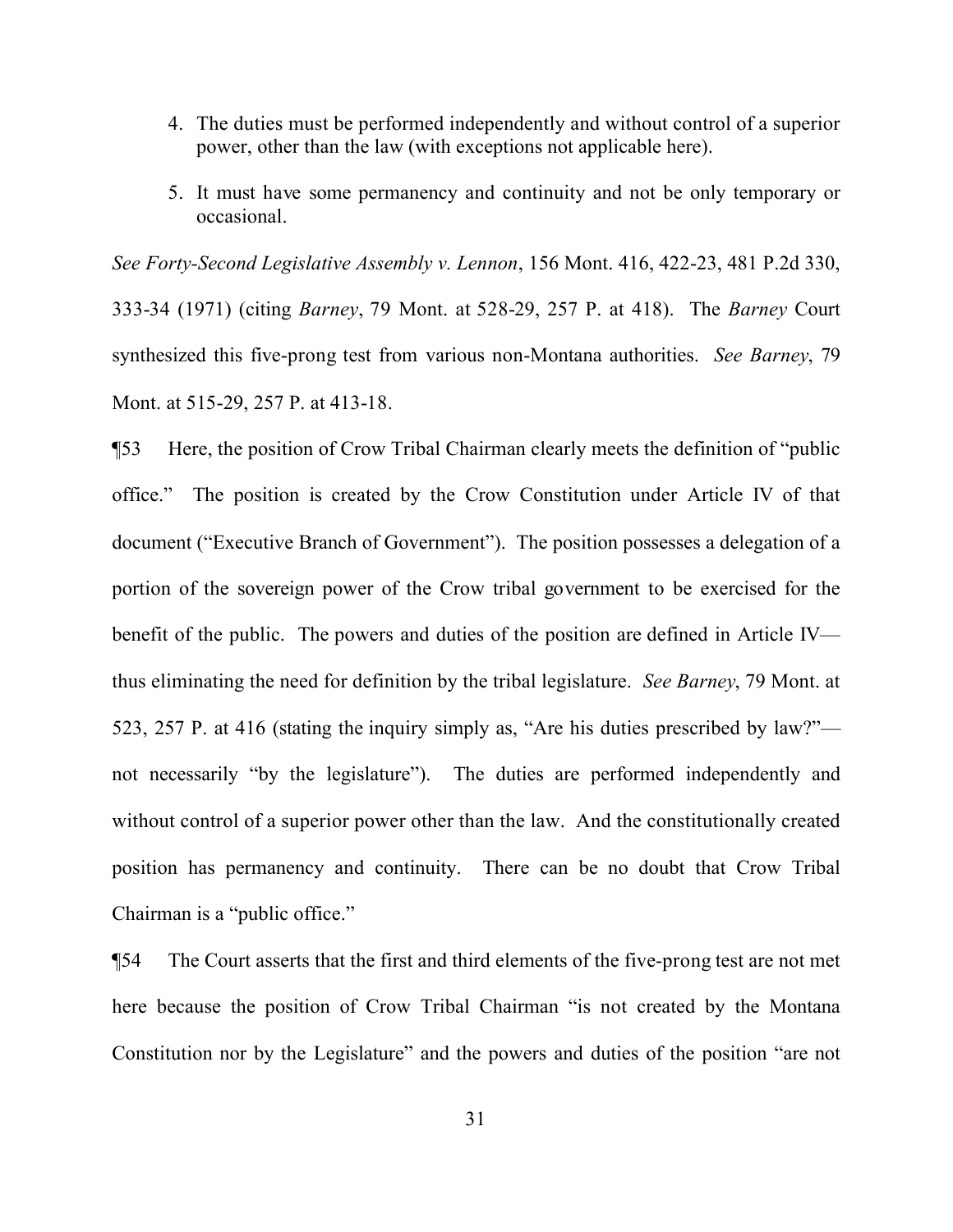4. The duties must be performed independently and without control of a superior power, other than the law (with exceptions not applicable here).

5. It must have some permanency and continuity and not be only temporary or occasional.

*See Forty-Second Legislative Assembly v. Lennon*, 156 Mont. 416, 422-23, 481 P.2d 330, 333-34 (1971) (citing *Barney*, 79 Mont. at 528-29, 257 P. at 418). The *Barney* Court synthesized this five-prong test from various non-Montana authorities. *See Barney*, 79 Mont. at 515-29, 257 P. at 413-18.

¶53 Here, the position of Crow Tribal Chairman clearly meets the definition of "public office." The position is created by the Crow Constitution under Article IV of that document ("Executive Branch of Government"). The position possesses a delegation of a portion of the sovereign power of the Crow tribal government to be exercised for the benefit of the public. The powers and duties of the position are defined in Article IV—thus eliminating the need for definition by the tribal legislature. *See Barney*, 79 Mont. at 523, 257 P. at 416 (stating the inquiry simply as, "Are his duties prescribed by law?"—not necessarily "by the legislature"). The duties are performed independently and without control of a superior power other than the law. And the constitutionally created position has permanency and continuity. There can be no doubt that Crow Tribal Chairman is a "public office."

¶54 The Court asserts that the first and third elements of the five-prong test are not met here because the position of Crow Tribal Chairman "is not created by the Montana Constitution nor by the Legislature" and the powers and duties of the position "are not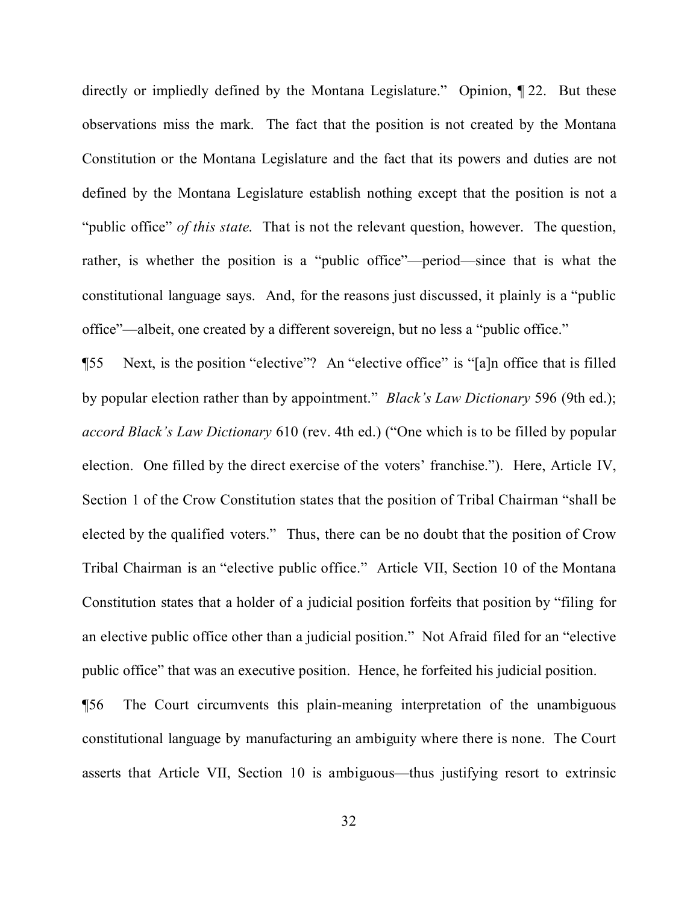directly or impliedly defined by the Montana Legislature." Opinion, ¶ 22. But these observations miss the mark. The fact that the position is not created by the Montana Constitution or the Montana Legislature and the fact that its powers and duties are not defined by the Montana Legislature establish nothing except that the position is not a "public office" *of this state.* That is not the relevant question, however. The question, rather, is whether the position is a "public office"—period—since that is what the constitutional language says. And, for the reasons just discussed, it plainly is a "public office"—albeit, one created by a different sovereign, but no less a "public office."

¶55 Next, is the position "elective"? An "elective office" is "[a]n office that is filled by popular election rather than by appointment." *Black's Law Dictionary* 596 (9th ed.); *accord Black's Law Dictionary* 610 (rev. 4th ed.) ("One which is to be filled by popular election. One filled by the direct exercise of the voters' franchise."). Here, Article IV, Section 1 of the Crow Constitution states that the position of Tribal Chairman "shall be elected by the qualified voters." Thus, there can be no doubt that the position of Crow Tribal Chairman is an "elective public office." Article VII, Section 10 of the Montana Constitution states that a holder of a judicial position forfeits that position by "filing for an elective public office other than a judicial position." Not Afraid filed for an "elective public office" that was an executive position. Hence, he forfeited his judicial position.

¶56 The Court circumvents this plain-meaning interpretation of the unambiguous constitutional language by manufacturing an ambiguity where there is none. The Court asserts that Article VII, Section 10 is ambiguous—thus justifying resort to extrinsic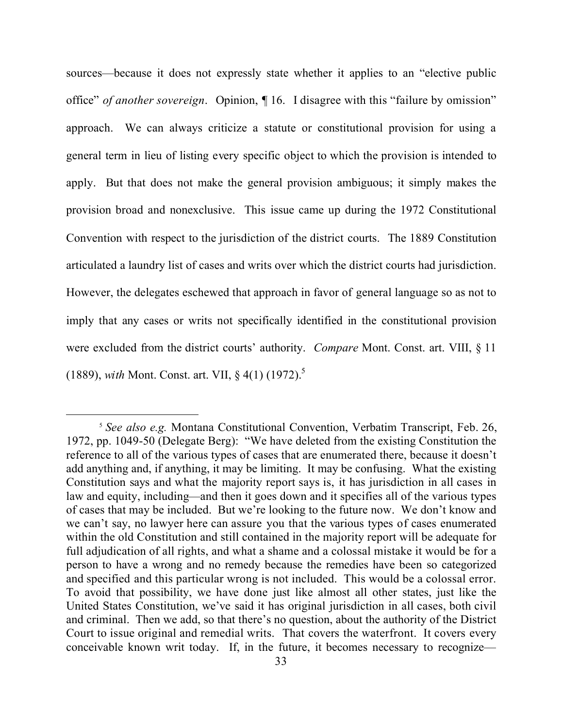sources—because it does not expressly state whether it applies to an "elective public office" *of another sovereign*. Opinion, ¶ 16. I disagree with this "failure by omission" approach. We can always criticize a statute or constitutional provision for using a general term in lieu of listing every specific object to which the provision is intended to apply. But that does not make the general provision ambiguous; it simply makes the provision broad and nonexclusive. This issue came up during the 1972 Constitutional Convention with respect to the jurisdiction of the district courts. The 1889 Constitution articulated a laundry list of cases and writs over which the district courts had jurisdiction. However, the delegates eschewed that approach in favor of general language so as not to imply that any cases or writs not specifically identified in the constitutional provision were excluded from the district courts' authority. *Compare* Mont. Const. art. VIII, § 11 (1889), *with* Mont. Const. art. VII, § 4(1) (1972).[5]

---

[5] *See also e.g.* Montana Constitutional Convention, Verbatim Transcript, Feb. 26, 1972, pp. 1049-50 (Delegate Berg): "We have deleted from the existing Constitution the reference to all of the various types of cases that are enumerated there, because it doesn't add anything and, if anything, it may be limiting. It may be confusing. What the existing Constitution says and what the majority report says is, it has jurisdiction in all cases in law and equity, including—and then it goes down and it specifies all of the various types of cases that may be included. But we're looking to the future now. We don't know and we can't say, no lawyer here can assure you that the various types of cases enumerated within the old Constitution and still contained in the majority report will be adequate for full adjudication of all rights, and what a shame and a colossal mistake it would be for a person to have a wrong and no remedy because the remedies have been so categorized and specified and this particular wrong is not included. This would be a colossal error. To avoid that possibility, we have done just like almost all other states, just like the United States Constitution, we've said it has original jurisdiction in all cases, both civil and criminal. Then we add, so that there's no question, about the authority of the District Court to issue original and remedial writs. That covers the waterfront. It covers every conceivable known writ today. If, in the future, it becomes necessary to recognize—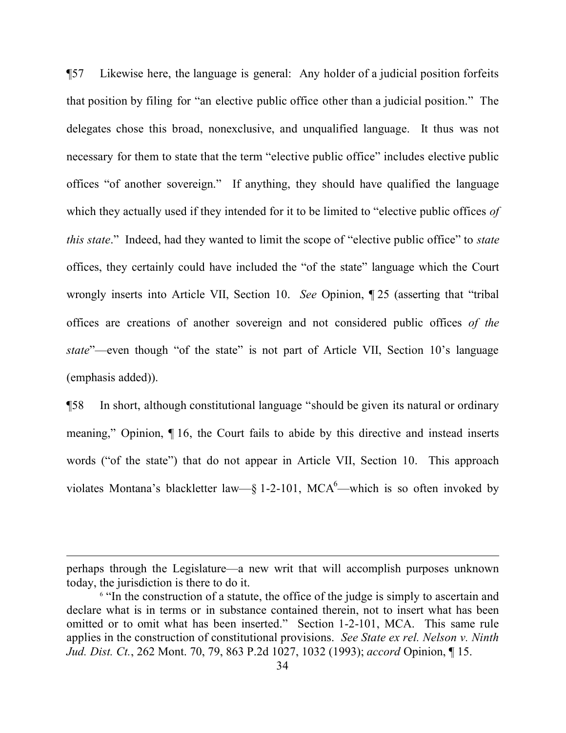¶57 Likewise here, the language is general: Any holder of a judicial position forfeits that position by filing for "an elective public office other than a judicial position." The delegates chose this broad, nonexclusive, and unqualified language. It thus was not necessary for them to state that the term "elective public office" includes elective public offices "of another sovereign." If anything, they should have qualified the language which they actually used if they intended for it to be limited to "elective public offices *of this state*." Indeed, had they wanted to limit the scope of "elective public office" to *state* offices, they certainly could have included the "of the state" language which the Court wrongly inserts into Article VII, Section 10. *See* Opinion, ¶ 25 (asserting that "tribal offices are creations of another sovereign and not considered public offices *of the state*"—even though "of the state" is not part of Article VII, Section 10's language (emphasis added)).

¶58 In short, although constitutional language "should be given its natural or ordinary meaning," Opinion, ¶ 16, the Court fails to abide by this directive and instead inserts words ("of the state") that do not appear in Article VII, Section 10. This approach violates Montana's blackletter law—§ 1-2-101, MCA[6]—which is so often invoked by

---

perhaps through the Legislature—a new writ that will accomplish purposes unknown today, the jurisdiction is there to do it.

[6] "In the construction of a statute, the office of the judge is simply to ascertain and declare what is in terms or in substance contained therein, not to insert what has been omitted or to omit what has been inserted." Section 1-2-101, MCA. This same rule applies in the construction of constitutional provisions. *See State ex rel. Nelson v. Ninth Jud. Dist. Ct.*, 262 Mont. 70, 79, 863 P.2d 1027, 1032 (1993); *accord* Opinion, ¶ 15.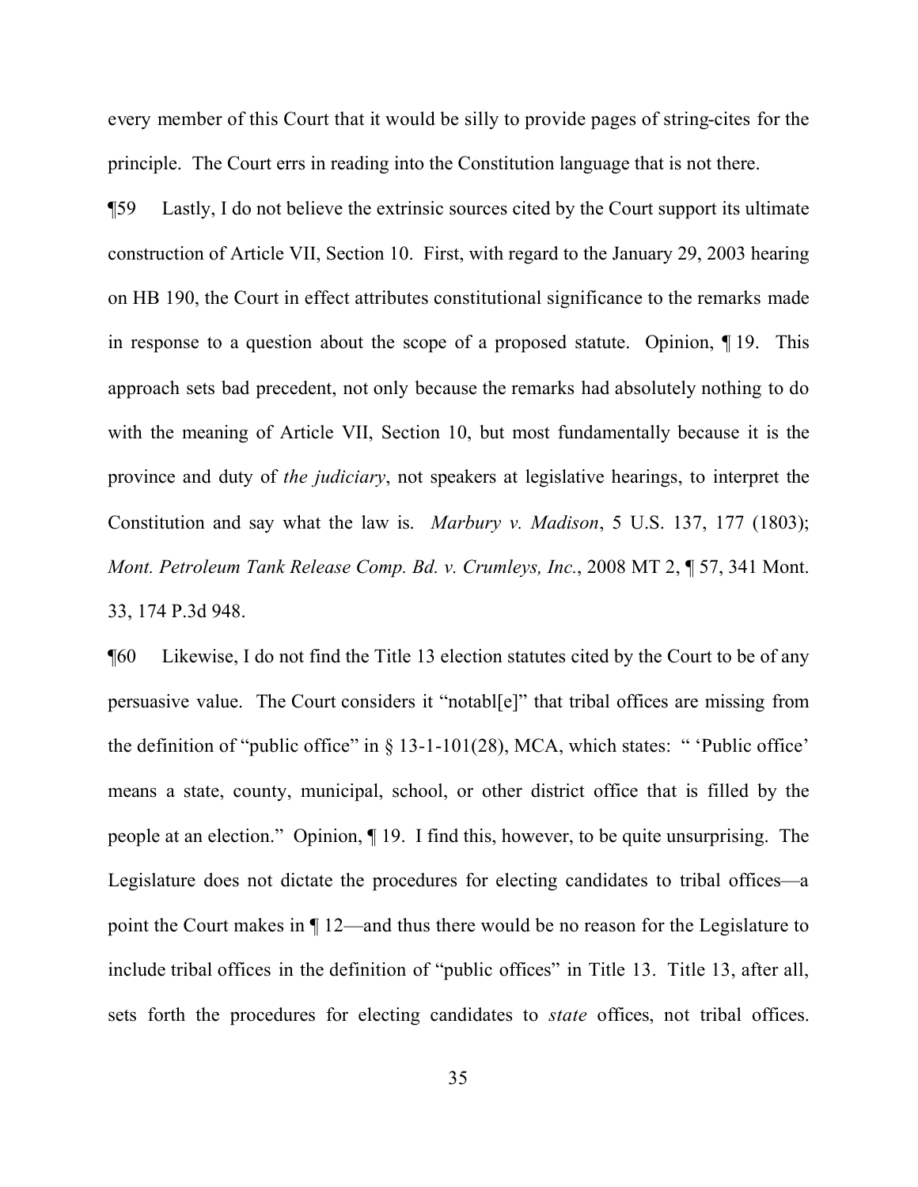every member of this Court that it would be silly to provide pages of string-cites for the principle. The Court errs in reading into the Constitution language that is not there.

¶59 Lastly, I do not believe the extrinsic sources cited by the Court support its ultimate construction of Article VII, Section 10. First, with regard to the January 29, 2003 hearing on HB 190, the Court in effect attributes constitutional significance to the remarks made in response to a question about the scope of a proposed statute. Opinion, ¶ 19. This approach sets bad precedent, not only because the remarks had absolutely nothing to do with the meaning of Article VII, Section 10, but most fundamentally because it is the province and duty of *the judiciary*, not speakers at legislative hearings, to interpret the Constitution and say what the law is. *Marbury v. Madison*, 5 U.S. 137, 177 (1803); *Mont. Petroleum Tank Release Comp. Bd. v. Crumleys, Inc.*, 2008 MT 2, ¶ 57, 341 Mont. 33, 174 P.3d 948.

¶60 Likewise, I do not find the Title 13 election statutes cited by the Court to be of any persuasive value. The Court considers it "notabl[e]" that tribal offices are missing from the definition of "public office" in § 13-1-101(28), MCA, which states: " 'Public office' means a state, county, municipal, school, or other district office that is filled by the people at an election." Opinion, ¶ 19. I find this, however, to be quite unsurprising. The Legislature does not dictate the procedures for electing candidates to tribal offices—a point the Court makes in ¶ 12—and thus there would be no reason for the Legislature to include tribal offices in the definition of "public offices" in Title 13. Title 13, after all, sets forth the procedures for electing candidates to *state* offices, not tribal offices.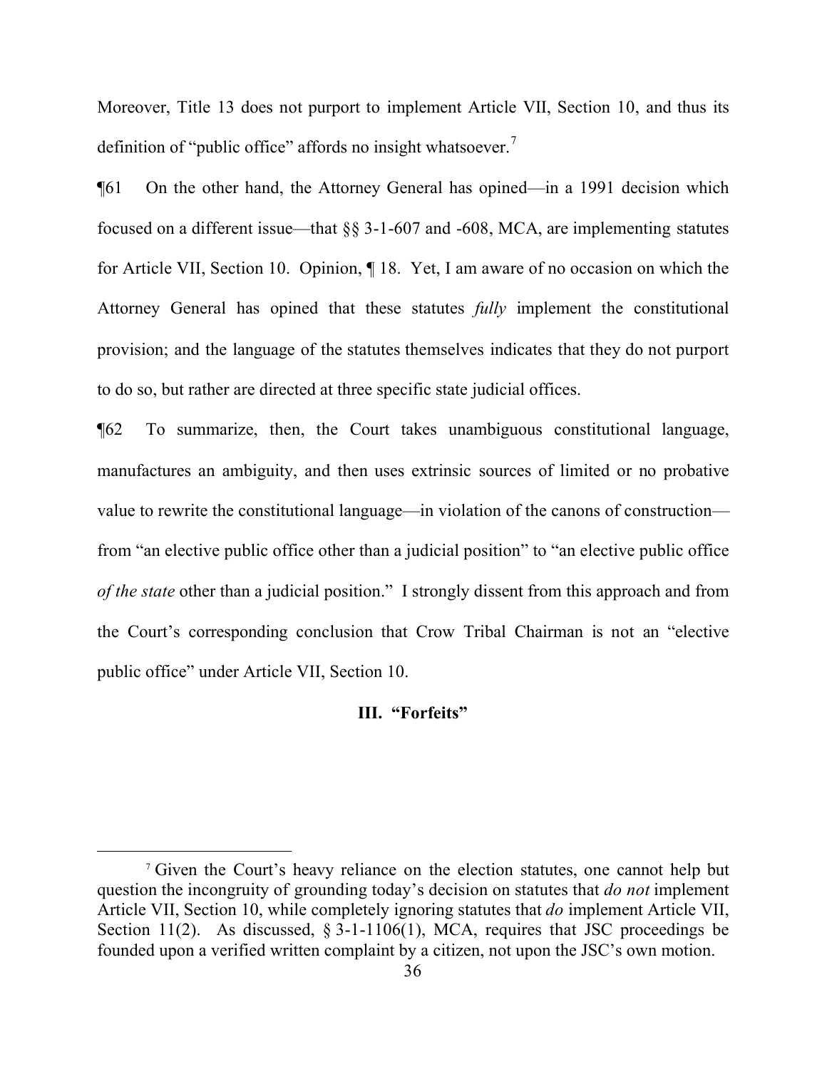Moreover, Title 13 does not purport to implement Article VII, Section 10, and thus its definition of "public office" affords no insight whatsoever.[7]

¶61 On the other hand, the Attorney General has opined—in a 1991 decision which focused on a different issue—that §§ 3-1-607 and -608, MCA, are implementing statutes for Article VII, Section 10. Opinion, ¶ 18. Yet, I am aware of no occasion on which the Attorney General has opined that these statutes *fully* implement the constitutional provision; and the language of the statutes themselves indicates that they do not purport to do so, but rather are directed at three specific state judicial offices.

¶62 To summarize, then, the Court takes unambiguous constitutional language, manufactures an ambiguity, and then uses extrinsic sources of limited or no probative value to rewrite the constitutional language—in violation of the canons of construction—from "an elective public office other than a judicial position" to "an elective public office *of the state* other than a judicial position." I strongly dissent from this approach and from the Court's corresponding conclusion that Crow Tribal Chairman is not an "elective public office" under Article VII, Section 10.

## III. "Forfeits"

---

[7] Given the Court's heavy reliance on the election statutes, one cannot help but question the incongruity of grounding today's decision on statutes that *do not* implement Article VII, Section 10, while completely ignoring statutes that *do* implement Article VII, Section 11(2). As discussed, § 3-1-1106(1), MCA, requires that JSC proceedings be founded upon a verified written complaint by a citizen, not upon the JSC's own motion.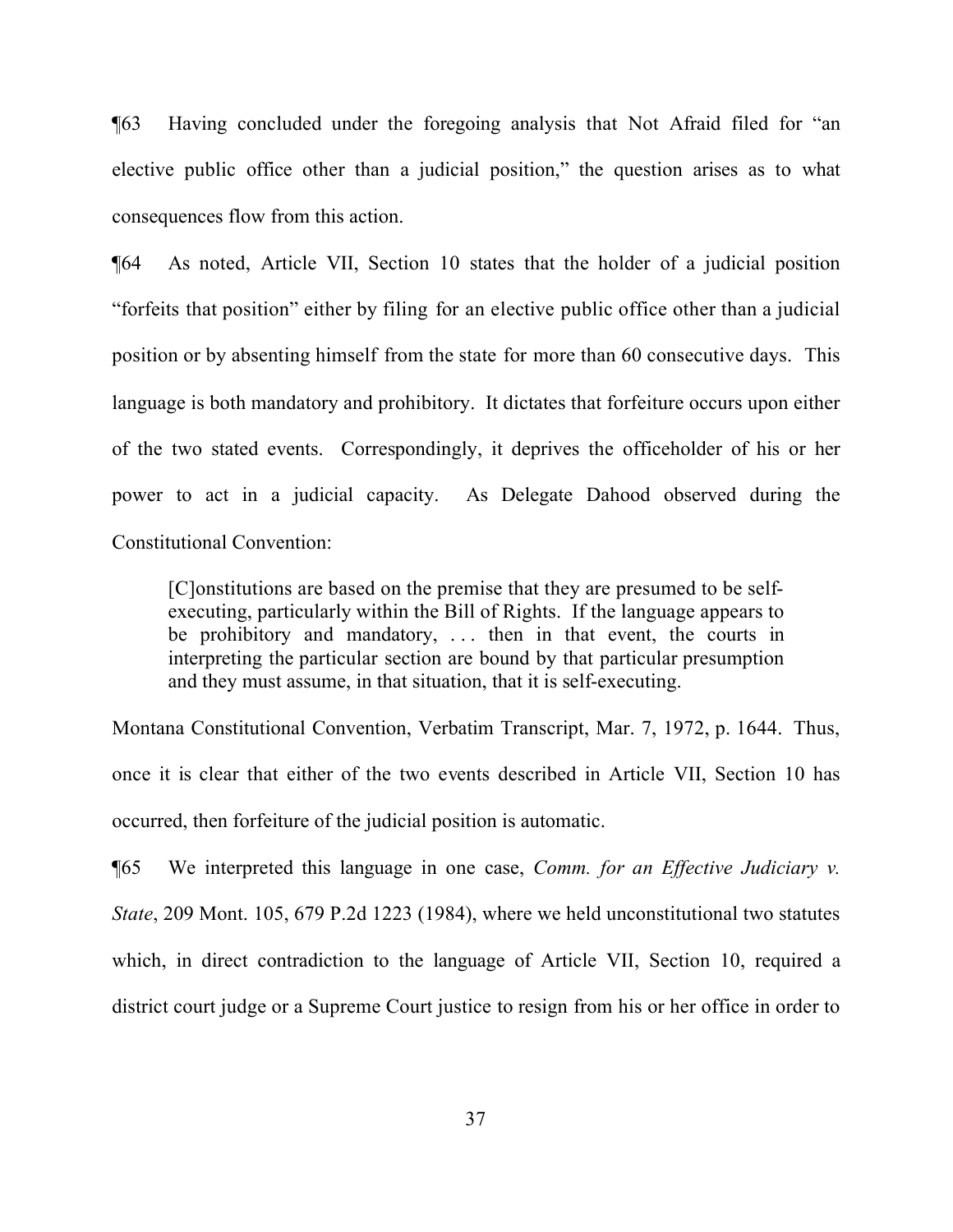¶63 Having concluded under the foregoing analysis that Not Afraid filed for "an elective public office other than a judicial position," the question arises as to what consequences flow from this action.

¶64 As noted, Article VII, Section 10 states that the holder of a judicial position "forfeits that position" either by filing for an elective public office other than a judicial position or by absenting himself from the state for more than 60 consecutive days. This language is both mandatory and prohibitory. It dictates that forfeiture occurs upon either of the two stated events. Correspondingly, it deprives the officeholder of his or her power to act in a judicial capacity. As Delegate Dahood observed during the Constitutional Convention:

> [C]onstitutions are based on the premise that they are presumed to be self-executing, particularly within the Bill of Rights. If the language appears to be prohibitory and mandatory, . . . then in that event, the courts in interpreting the particular section are bound by that particular presumption and they must assume, in that situation, that it is self-executing.

Montana Constitutional Convention, Verbatim Transcript, Mar. 7, 1972, p. 1644. Thus, once it is clear that either of the two events described in Article VII, Section 10 has occurred, then forfeiture of the judicial position is automatic.

¶65 We interpreted this language in one case, *Comm. for an Effective Judiciary v. State*, 209 Mont. 105, 679 P.2d 1223 (1984), where we held unconstitutional two statutes which, in direct contradiction to the language of Article VII, Section 10, required a district court judge or a Supreme Court justice to resign from his or her office in order to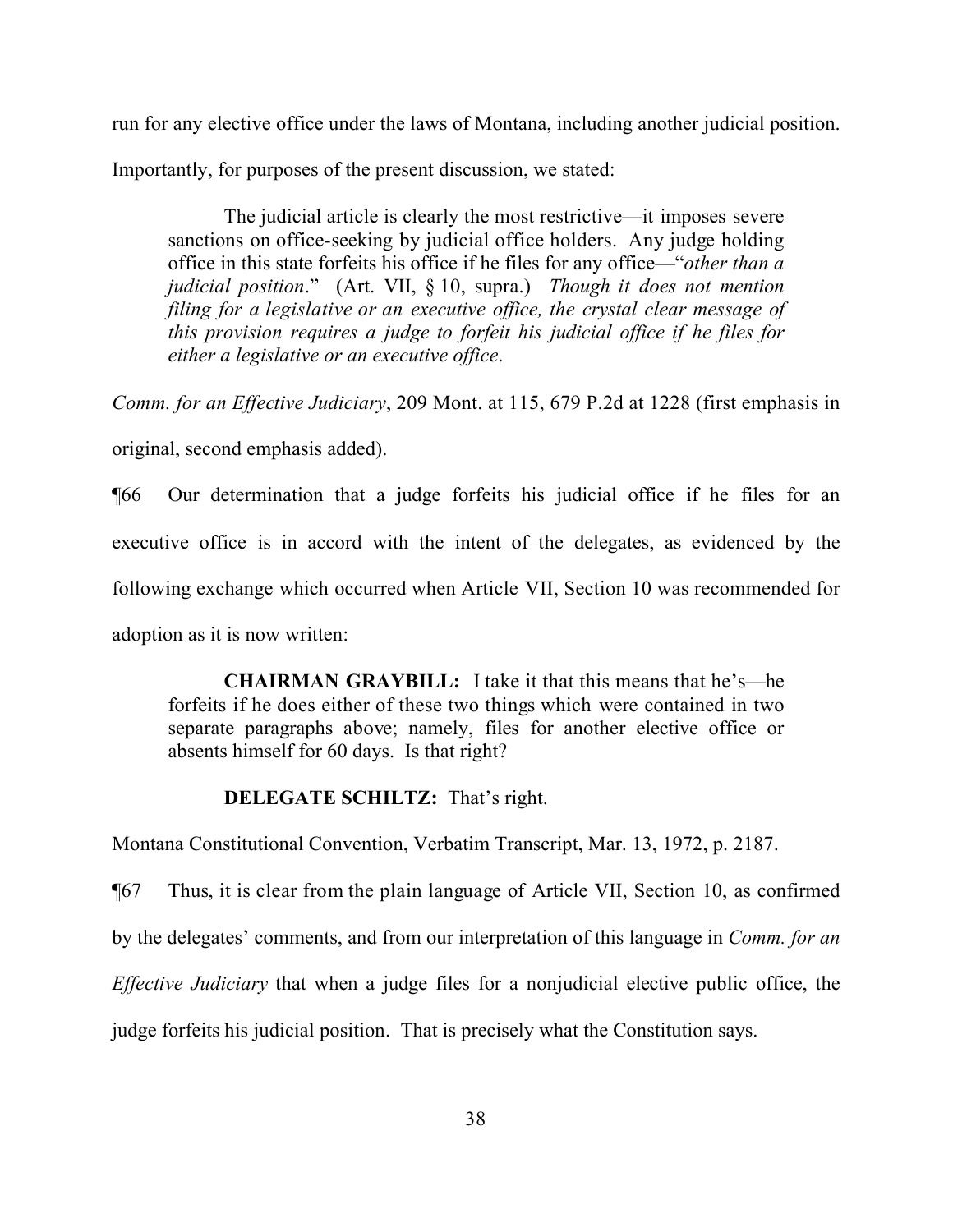run for any elective office under the laws of Montana, including another judicial position. Importantly, for purposes of the present discussion, we stated:

> The judicial article is clearly the most restrictive—it imposes severe sanctions on office-seeking by judicial office holders. Any judge holding office in this state forfeits his office if he files for any office—"*other than a judicial position*." (Art. VII, § 10, supra.) *Though it does not mention filing for a legislative or an executive office, the crystal clear message of this provision requires a judge to forfeit his judicial office if he files for either a legislative or an executive office*.

*Comm. for an Effective Judiciary*, 209 Mont. at 115, 679 P.2d at 1228 (first emphasis in original, second emphasis added).

¶66 Our determination that a judge forfeits his judicial office if he files for an executive office is in accord with the intent of the delegates, as evidenced by the following exchange which occurred when Article VII, Section 10 was recommended for adoption as it is now written:

> **CHAIRMAN GRAYBILL:** I take it that this means that he's—he forfeits if he does either of these two things which were contained in two separate paragraphs above; namely, files for another elective office or absents himself for 60 days. Is that right?
>
> **DELEGATE SCHILTZ:** That's right.

Montana Constitutional Convention, Verbatim Transcript, Mar. 13, 1972, p. 2187.

¶67 Thus, it is clear from the plain language of Article VII, Section 10, as confirmed by the delegates' comments, and from our interpretation of this language in *Comm. for an Effective Judiciary* that when a judge files for a nonjudicial elective public office, the judge forfeits his judicial position. That is precisely what the Constitution says.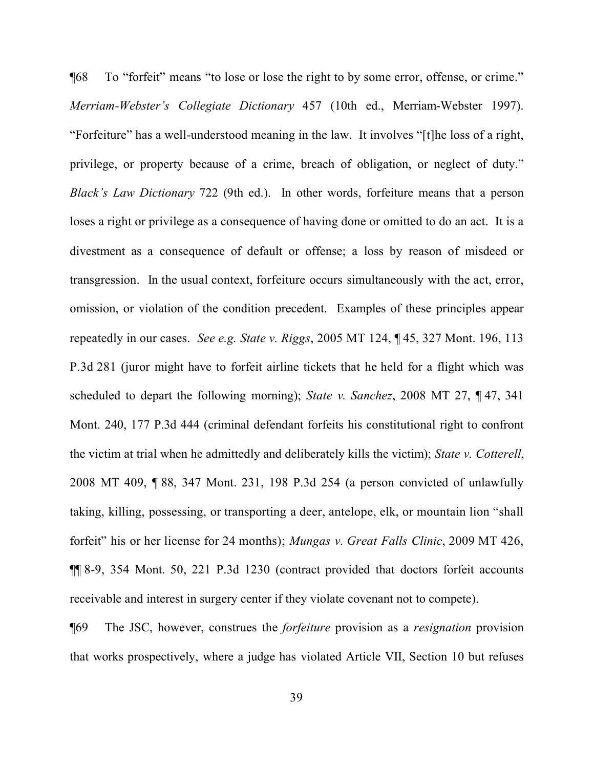¶68 To "forfeit" means "to lose or lose the right to by some error, offense, or crime." *Merriam-Webster's Collegiate Dictionary* 457 (10th ed., Merriam-Webster 1997). "Forfeiture" has a well-understood meaning in the law. It involves "[t]he loss of a right, privilege, or property because of a crime, breach of obligation, or neglect of duty." *Black's Law Dictionary* 722 (9th ed.). In other words, forfeiture means that a person loses a right or privilege as a consequence of having done or omitted to do an act. It is a divestment as a consequence of default or offense; a loss by reason of misdeed or transgression. In the usual context, forfeiture occurs simultaneously with the act, error, omission, or violation of the condition precedent. Examples of these principles appear repeatedly in our cases. *See e.g. State v. Riggs*, 2005 MT 124, ¶ 45, 327 Mont. 196, 113 P.3d 281 (juror might have to forfeit airline tickets that he held for a flight which was scheduled to depart the following morning); *State v. Sanchez*, 2008 MT 27, ¶ 47, 341 Mont. 240, 177 P.3d 444 (criminal defendant forfeits his constitutional right to confront the victim at trial when he admittedly and deliberately kills the victim); *State v. Cotterell*, 2008 MT 409, ¶ 88, 347 Mont. 231, 198 P.3d 254 (a person convicted of unlawfully taking, killing, possessing, or transporting a deer, antelope, elk, or mountain lion "shall forfeit" his or her license for 24 months); *Mungas v. Great Falls Clinic*, 2009 MT 426, ¶¶ 8-9, 354 Mont. 50, 221 P.3d 1230 (contract provided that doctors forfeit accounts receivable and interest in surgery center if they violate covenant not to compete).

¶69 The JSC, however, construes the *forfeiture* provision as a *resignation* provision that works prospectively, where a judge has violated Article VII, Section 10 but refuses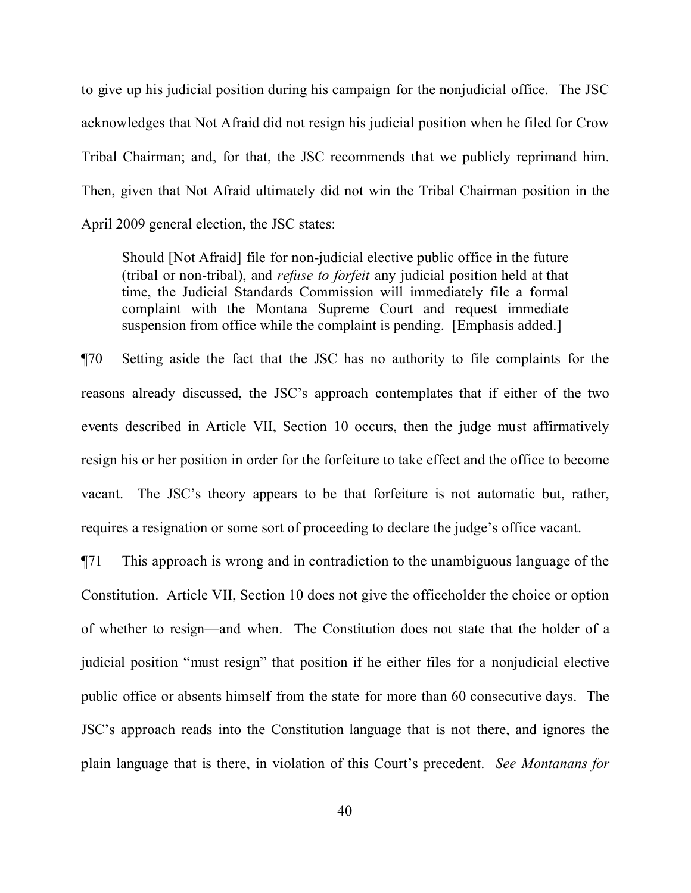to give up his judicial position during his campaign for the nonjudicial office. The JSC acknowledges that Not Afraid did not resign his judicial position when he filed for Crow Tribal Chairman; and, for that, the JSC recommends that we publicly reprimand him. Then, given that Not Afraid ultimately did not win the Tribal Chairman position in the April 2009 general election, the JSC states:

> Should [Not Afraid] file for non-judicial elective public office in the future (tribal or non-tribal), and *refuse to forfeit* any judicial position held at that time, the Judicial Standards Commission will immediately file a formal complaint with the Montana Supreme Court and request immediate suspension from office while the complaint is pending. [Emphasis added.]

¶70 Setting aside the fact that the JSC has no authority to file complaints for the reasons already discussed, the JSC's approach contemplates that if either of the two events described in Article VII, Section 10 occurs, then the judge must affirmatively resign his or her position in order for the forfeiture to take effect and the office to become vacant. The JSC's theory appears to be that forfeiture is not automatic but, rather, requires a resignation or some sort of proceeding to declare the judge's office vacant.

¶71 This approach is wrong and in contradiction to the unambiguous language of the Constitution. Article VII, Section 10 does not give the officeholder the choice or option of whether to resign—and when. The Constitution does not state that the holder of a judicial position "must resign" that position if he either files for a nonjudicial elective public office or absents himself from the state for more than 60 consecutive days. The JSC's approach reads into the Constitution language that is not there, and ignores the plain language that is there, in violation of this Court's precedent. *See Montanans for*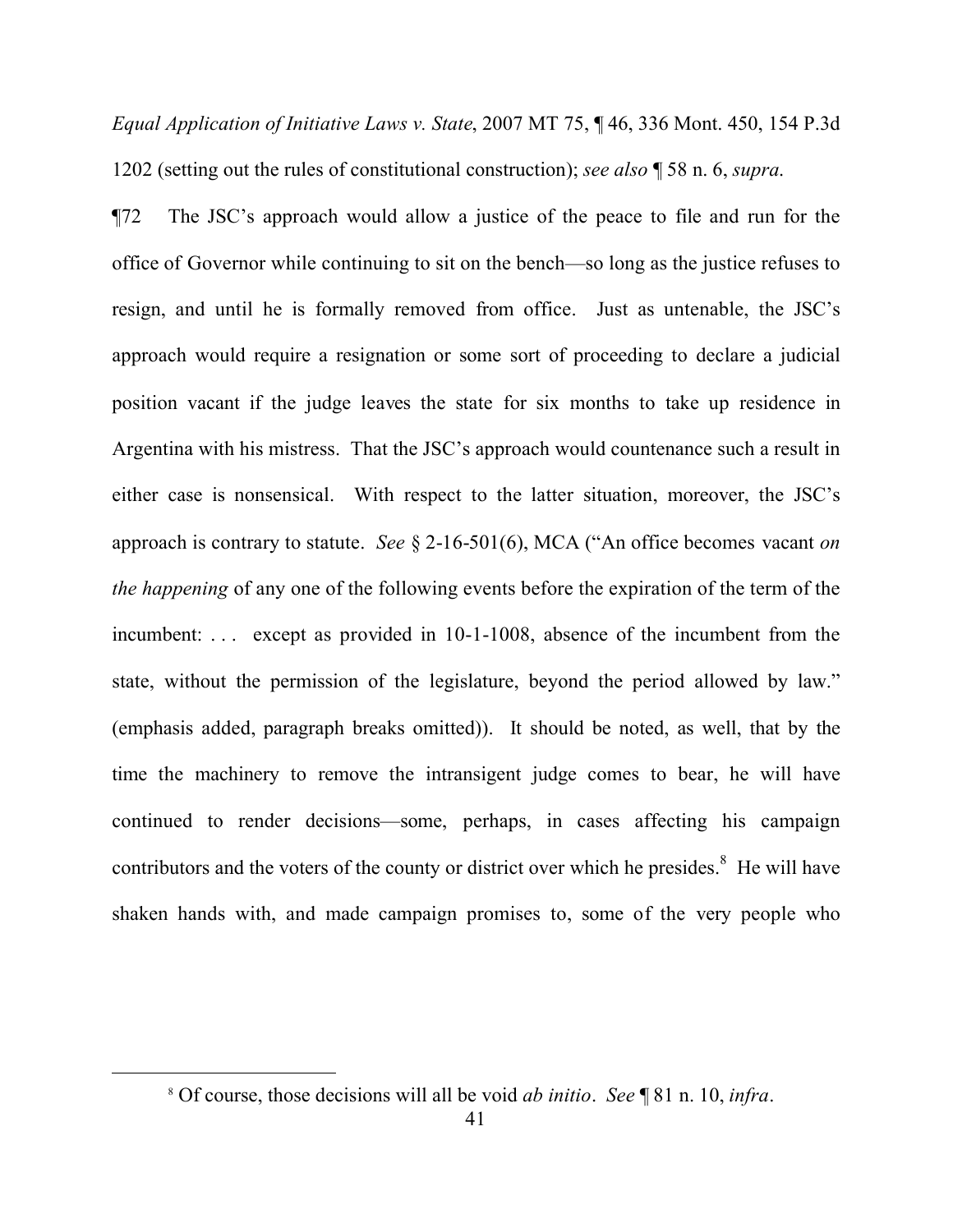*Equal Application of Initiative Laws v. State*, 2007 MT 75, ¶ 46, 336 Mont. 450, 154 P.3d 1202 (setting out the rules of constitutional construction); *see also* ¶ 58 n. 6, *supra*.

¶72 The JSC's approach would allow a justice of the peace to file and run for the office of Governor while continuing to sit on the bench—so long as the justice refuses to resign, and until he is formally removed from office. Just as untenable, the JSC's approach would require a resignation or some sort of proceeding to declare a judicial position vacant if the judge leaves the state for six months to take up residence in Argentina with his mistress. That the JSC's approach would countenance such a result in either case is nonsensical. With respect to the latter situation, moreover, the JSC's approach is contrary to statute. *See* § 2-16-501(6), MCA ("An office becomes vacant *on the happening* of any one of the following events before the expiration of the term of the incumbent: . . . except as provided in 10-1-1008, absence of the incumbent from the state, without the permission of the legislature, beyond the period allowed by law." (emphasis added, paragraph breaks omitted)). It should be noted, as well, that by the time the machinery to remove the intransigent judge comes to bear, he will have continued to render decisions—some, perhaps, in cases affecting his campaign contributors and the voters of the county or district over which he presides.[8] He will have shaken hands with, and made campaign promises to, some of the very people who

---

[8] Of course, those decisions will all be void *ab initio*. *See* ¶ 81 n. 10, *infra*.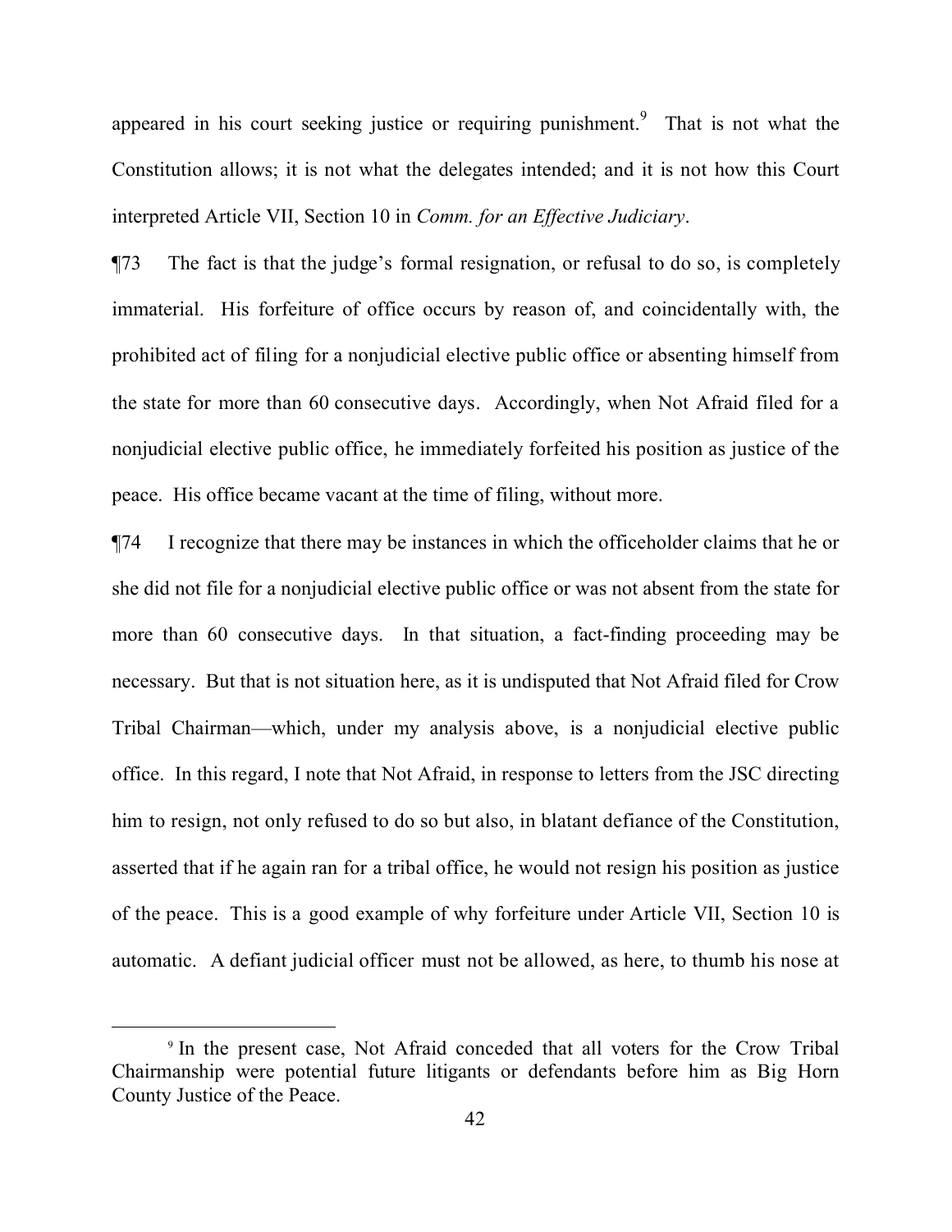appeared in his court seeking justice or requiring punishment.[9] That is not what the Constitution allows; it is not what the delegates intended; and it is not how this Court interpreted Article VII, Section 10 in *Comm. for an Effective Judiciary*.

¶73 The fact is that the judge's formal resignation, or refusal to do so, is completely immaterial. His forfeiture of office occurs by reason of, and coincidentally with, the prohibited act of filing for a nonjudicial elective public office or absenting himself from the state for more than 60 consecutive days. Accordingly, when Not Afraid filed for a nonjudicial elective public office, he immediately forfeited his position as justice of the peace. His office became vacant at the time of filing, without more.

¶74 I recognize that there may be instances in which the officeholder claims that he or she did not file for a nonjudicial elective public office or was not absent from the state for more than 60 consecutive days. In that situation, a fact-finding proceeding may be necessary. But that is not situation here, as it is undisputed that Not Afraid filed for Crow Tribal Chairman—which, under my analysis above, is a nonjudicial elective public office. In this regard, I note that Not Afraid, in response to letters from the JSC directing him to resign, not only refused to do so but also, in blatant defiance of the Constitution, asserted that if he again ran for a tribal office, he would not resign his position as justice of the peace. This is a good example of why forfeiture under Article VII, Section 10 is automatic. A defiant judicial officer must not be allowed, as here, to thumb his nose at

[9] In the present case, Not Afraid conceded that all voters for the Crow Tribal Chairmanship were potential future litigants or defendants before him as Big Horn County Justice of the Peace.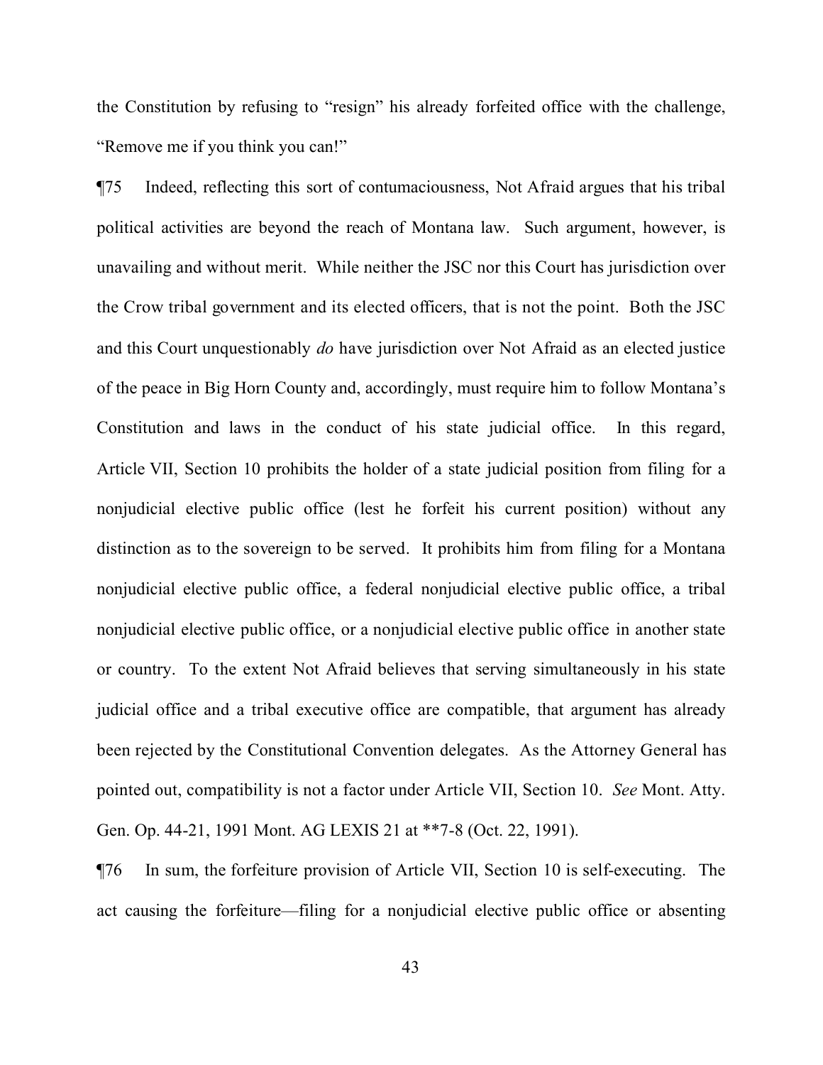the Constitution by refusing to "resign" his already forfeited office with the challenge, "Remove me if you think you can!"

¶75 Indeed, reflecting this sort of contumaciousness, Not Afraid argues that his tribal political activities are beyond the reach of Montana law. Such argument, however, is unavailing and without merit. While neither the JSC nor this Court has jurisdiction over the Crow tribal government and its elected officers, that is not the point. Both the JSC and this Court unquestionably *do* have jurisdiction over Not Afraid as an elected justice of the peace in Big Horn County and, accordingly, must require him to follow Montana's Constitution and laws in the conduct of his state judicial office. In this regard, Article VII, Section 10 prohibits the holder of a state judicial position from filing for a nonjudicial elective public office (lest he forfeit his current position) without any distinction as to the sovereign to be served. It prohibits him from filing for a Montana nonjudicial elective public office, a federal nonjudicial elective public office, a tribal nonjudicial elective public office, or a nonjudicial elective public office in another state or country. To the extent Not Afraid believes that serving simultaneously in his state judicial office and a tribal executive office are compatible, that argument has already been rejected by the Constitutional Convention delegates. As the Attorney General has pointed out, compatibility is not a factor under Article VII, Section 10. *See* Mont. Atty. Gen. Op. 44-21, 1991 Mont. AG LEXIS 21 at **7-8 (Oct. 22, 1991).

¶76 In sum, the forfeiture provision of Article VII, Section 10 is self-executing. The act causing the forfeiture—filing for a nonjudicial elective public office or absenting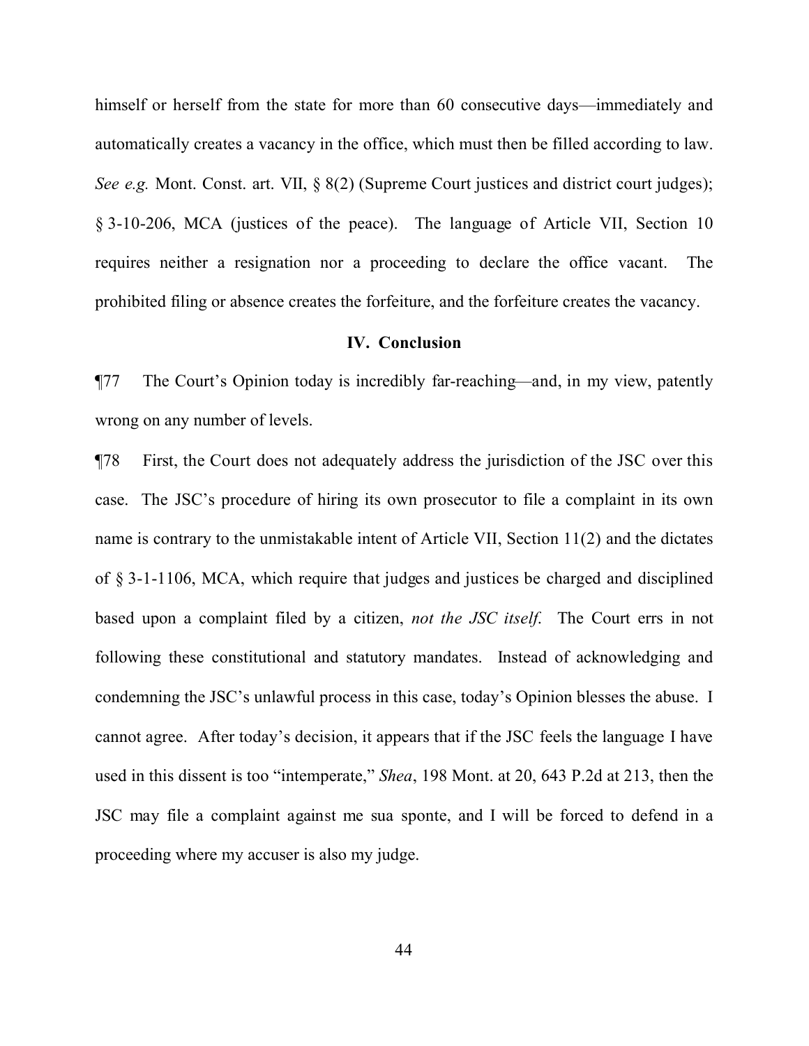himself or herself from the state for more than 60 consecutive days—immediately and automatically creates a vacancy in the office, which must then be filled according to law. *See e.g.* Mont. Const. art. VII, § 8(2) (Supreme Court justices and district court judges); § 3-10-206, MCA (justices of the peace). The language of Article VII, Section 10 requires neither a resignation nor a proceeding to declare the office vacant. The prohibited filing or absence creates the forfeiture, and the forfeiture creates the vacancy.

## IV. Conclusion

¶77 The Court's Opinion today is incredibly far-reaching—and, in my view, patently wrong on any number of levels.

¶78 First, the Court does not adequately address the jurisdiction of the JSC over this case. The JSC's procedure of hiring its own prosecutor to file a complaint in its own name is contrary to the unmistakable intent of Article VII, Section 11(2) and the dictates of § 3-1-1106, MCA, which require that judges and justices be charged and disciplined based upon a complaint filed by a citizen, *not the JSC itself*. The Court errs in not following these constitutional and statutory mandates. Instead of acknowledging and condemning the JSC's unlawful process in this case, today's Opinion blesses the abuse. I cannot agree. After today's decision, it appears that if the JSC feels the language I have used in this dissent is too "intemperate," *Shea*, 198 Mont. at 20, 643 P.2d at 213, then the JSC may file a complaint against me sua sponte, and I will be forced to defend in a proceeding where my accuser is also my judge.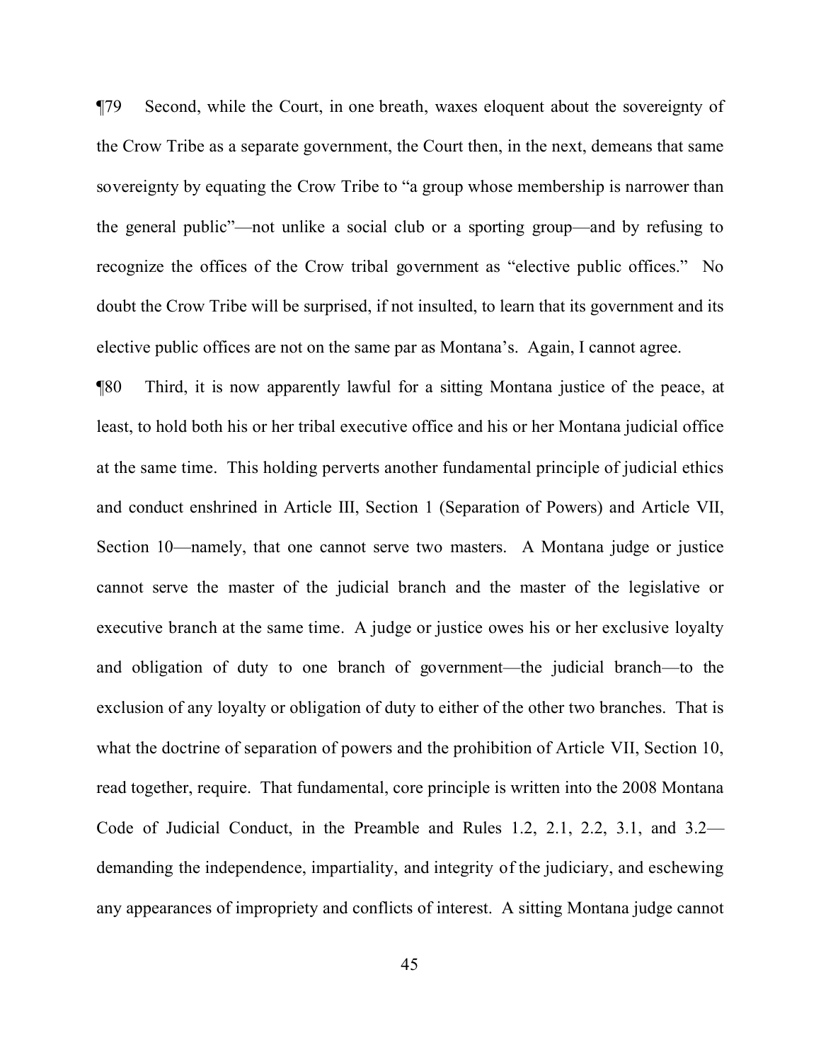¶79 Second, while the Court, in one breath, waxes eloquent about the sovereignty of the Crow Tribe as a separate government, the Court then, in the next, demeans that same sovereignty by equating the Crow Tribe to "a group whose membership is narrower than the general public"—not unlike a social club or a sporting group—and by refusing to recognize the offices of the Crow tribal government as "elective public offices." No doubt the Crow Tribe will be surprised, if not insulted, to learn that its government and its elective public offices are not on the same par as Montana's. Again, I cannot agree.

¶80 Third, it is now apparently lawful for a sitting Montana justice of the peace, at least, to hold both his or her tribal executive office and his or her Montana judicial office at the same time. This holding perverts another fundamental principle of judicial ethics and conduct enshrined in Article III, Section 1 (Separation of Powers) and Article VII, Section 10—namely, that one cannot serve two masters. A Montana judge or justice cannot serve the master of the judicial branch and the master of the legislative or executive branch at the same time. A judge or justice owes his or her exclusive loyalty and obligation of duty to one branch of government—the judicial branch—to the exclusion of any loyalty or obligation of duty to either of the other two branches. That is what the doctrine of separation of powers and the prohibition of Article VII, Section 10, read together, require. That fundamental, core principle is written into the 2008 Montana Code of Judicial Conduct, in the Preamble and Rules 1.2, 2.1, 2.2, 3.1, and 3.2—demanding the independence, impartiality, and integrity of the judiciary, and eschewing any appearances of impropriety and conflicts of interest. A sitting Montana judge cannot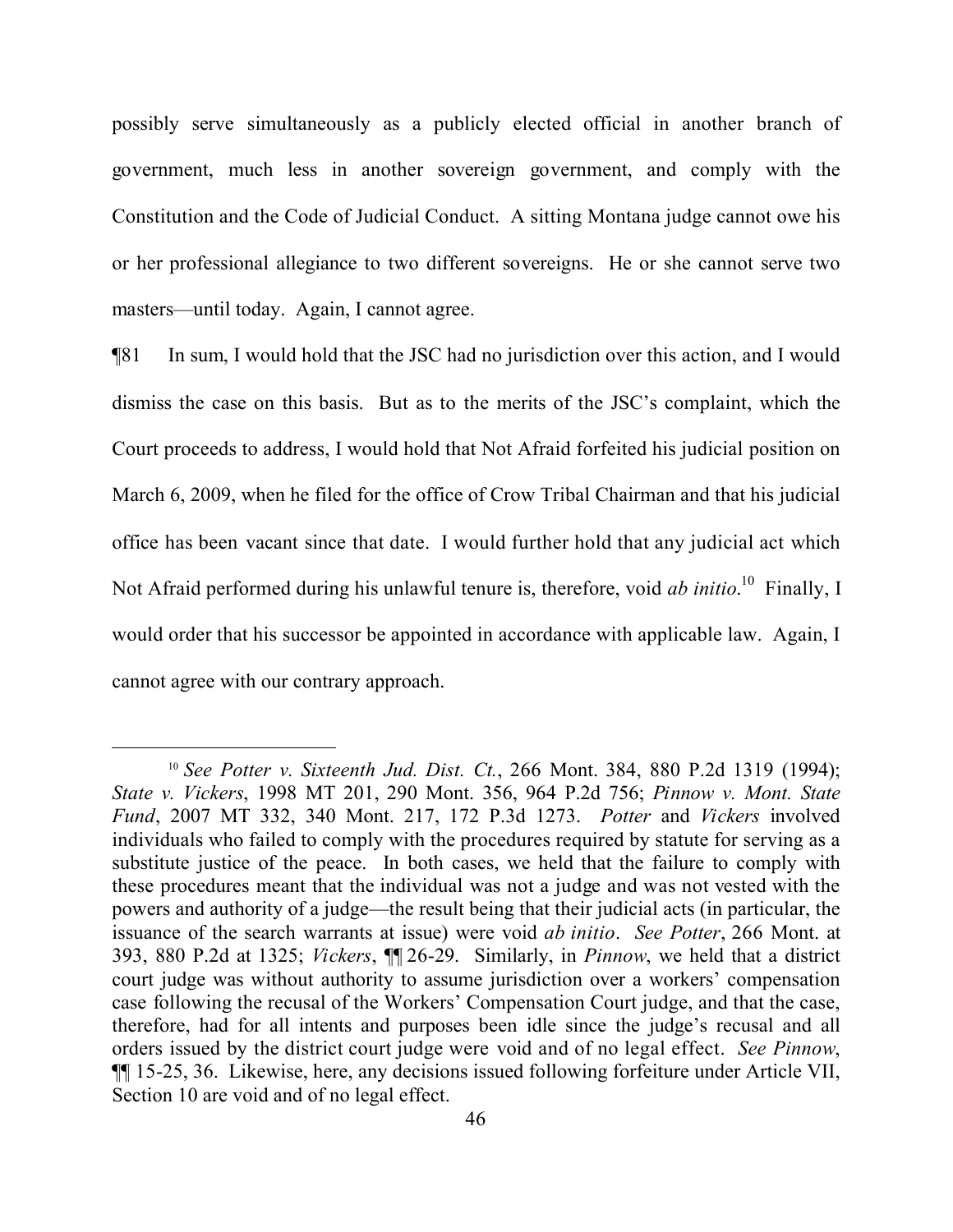possibly serve simultaneously as a publicly elected official in another branch of government, much less in another sovereign government, and comply with the Constitution and the Code of Judicial Conduct. A sitting Montana judge cannot owe his or her professional allegiance to two different sovereigns. He or she cannot serve two masters—until today. Again, I cannot agree.

¶81 In sum, I would hold that the JSC had no jurisdiction over this action, and I would dismiss the case on this basis. But as to the merits of the JSC's complaint, which the Court proceeds to address, I would hold that Not Afraid forfeited his judicial position on March 6, 2009, when he filed for the office of Crow Tribal Chairman and that his judicial office has been vacant since that date. I would further hold that any judicial act which Not Afraid performed during his unlawful tenure is, therefore, void *ab initio*.[10] Finally, I would order that his successor be appointed in accordance with applicable law. Again, I cannot agree with our contrary approach.

---

[10] *See Potter v. Sixteenth Jud. Dist. Ct.*, 266 Mont. 384, 880 P.2d 1319 (1994); *State v. Vickers*, 1998 MT 201, 290 Mont. 356, 964 P.2d 756; *Pinnow v. Mont. State Fund*, 2007 MT 332, 340 Mont. 217, 172 P.3d 1273. *Potter* and *Vickers* involved individuals who failed to comply with the procedures required by statute for serving as a substitute justice of the peace. In both cases, we held that the failure to comply with these procedures meant that the individual was not a judge and was not vested with the powers and authority of a judge—the result being that their judicial acts (in particular, the issuance of the search warrants at issue) were void *ab initio*. *See Potter*, 266 Mont. at 393, 880 P.2d at 1325; *Vickers*, ¶¶ 26-29. Similarly, in *Pinnow*, we held that a district court judge was without authority to assume jurisdiction over a workers' compensation case following the recusal of the Workers' Compensation Court judge, and that the case, therefore, had for all intents and purposes been idle since the judge's recusal and all orders issued by the district court judge were void and of no legal effect. *See Pinnow*, ¶¶ 15-25, 36. Likewise, here, any decisions issued following forfeiture under Article VII, Section 10 are void and of no legal effect.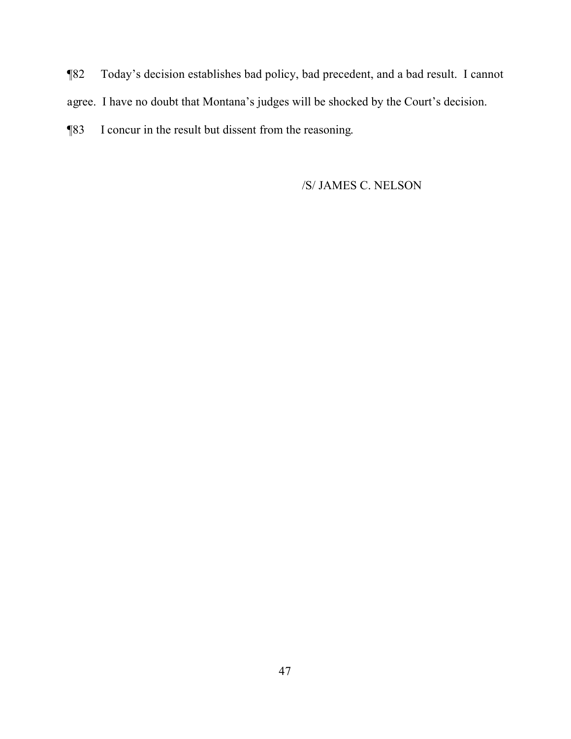¶82 Today's decision establishes bad policy, bad precedent, and a bad result. I cannot agree. I have no doubt that Montana's judges will be shocked by the Court's decision.

¶83 I concur in the result but dissent from the reasoning.

/S/ JAMES C. NELSON